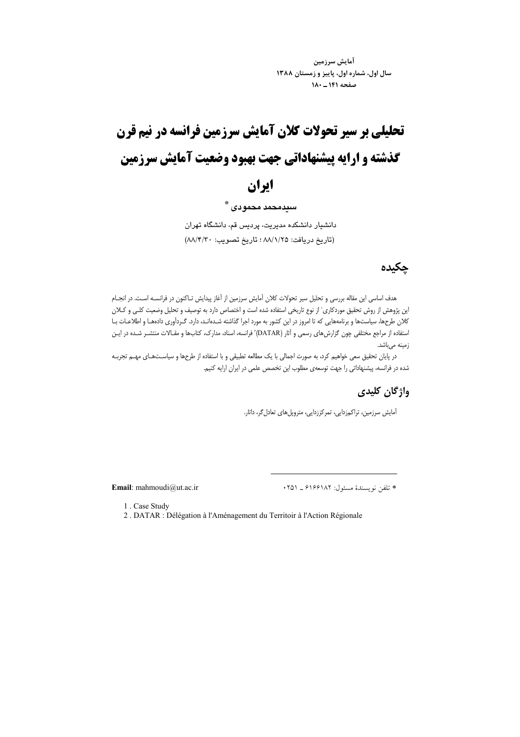# تحلیلی بر سیر تحولات کلان آمایش سرزمین فرانسه در نیم قرن گذشته و ارایه پیشنهاداتی جهت بهبود وضعیت آمایش سرزمین ایران

**سیدمحمد محمودی** *

دانشیار دانشکده مدیریت، پردیس قم، دانشگاه تهران

(تاریخ دریافت: ۸۸/۱/۲۵ ؛ تاریخ تصویب: ۸۸/۴/۳۰)

## چکیده

هدف اساسی این مقاله بررسی و تحلیل سیر تحولات کلان آمایش سرزمین از آغاز پیدایش تاکنون در فرانسه است. در انجام این پژوهش از روش تحقیق موردکاری[1] از نوع تاریخی استفاده شده است و اختصاص دارد به توصیف و تحلیل وضعیت کلی و کلان کلان طرح‌ها، سیاست‌ها و برنامه‌هایی که تا امروز در این کشور به مورد اجرا گذاشته شده‌اند، دارد. گردآوری داده‌ها و اطلاعات با استفاده از مراجع مختلفی چون گزارش‌های رسمی و آثار (DATAR)[2] فرانسه، اسناد، مدارک، کتاب‌ها و مقالات منتشر شده در این زمینه می‌باشد.

در پایان تحقیق سعی خواهیم کرد، به صورت اجمالی با یک مطالعه تطبیقی و با استفاده از طرح‌ها و سیاست‌های مهم تجربه شده در فرانسه، پیشنهاداتی را جهت توسعه‌ی مطلوب این تخصص علمی در ایران ارایه کنیم.

## واژگان کلیدی

آمایش سرزمین، تراکم‌زدایی، تمرکززدایی، متروپل‌های تعادل‌گر، داتار.

* تلفن نویسندهٔ مسئول: ۶۱۶۶۱۸۲ ـ ۰۲۵۱

**Email**: mahmoudi@ut.ac.ir

1 . Case Study

2 . DATAR : Délégation à l'Aménagement du Territoire à l'Action Régionale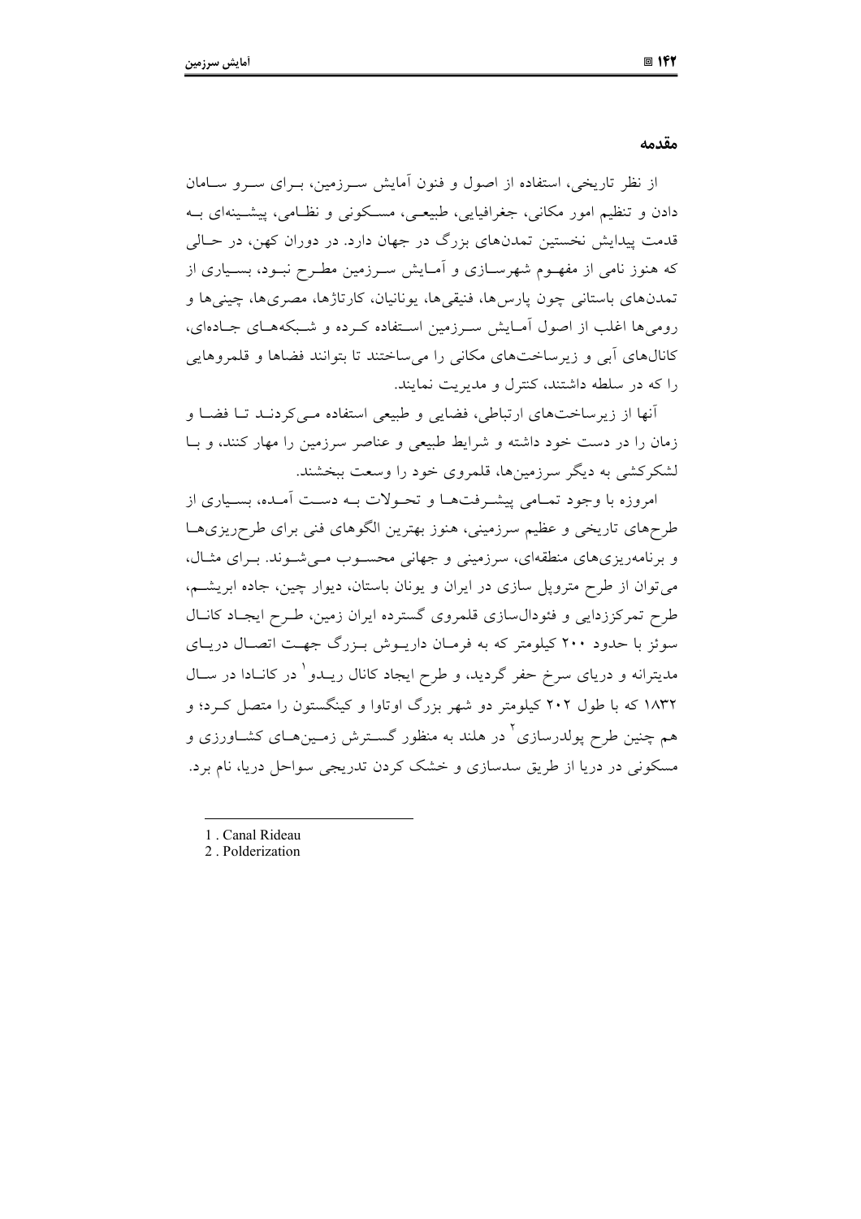## مقدمه

از نظر تاریخی، استفاده از اصول و فنون آمایش سرزمین، برای سرو سامان دادن و تنظیم امور مکانی، جغرافیایی، طبیعی، مسکونی و نظامی، پیشینه‌ای به قدمت پیدایش نخستین تمدن‌های بزرگ در جهان دارد. در دوران کهن، در حالی که هنوز نامی از مفهوم شهرسازی و آمایش سرزمین مطرح نبود، بسیاری از تمدن‌های باستانی چون پارس‌ها، فنیقی‌ها، یونانیان، کارتاژها، مصری‌ها، چینی‌ها و رومی‌ها اغلب از اصول آمایش سرزمین استفاده کرده و شبکه‌های جاده‌ای، کانال‌های آبی و زیرساخت‌های مکانی را می‌ساختند تا بتوانند فضاها و قلمروهایی را که در سلطه داشتند، کنترل و مدیریت نمایند.

آنها از زیرساخت‌های ارتباطی، فضایی و طبیعی استفاده می‌کردند تا فضا و زمان را در دست خود داشته و شرایط طبیعی و عناصر سرزمین را مهار کنند، و با لشکرکشی به دیگر سرزمین‌ها، قلمروی خود را وسعت ببخشند.

امروزه با وجود تمامی پیشرفت‌ها و تحولات به دست آمده، بسیاری از طرح‌های تاریخی و عظیم سرزمینی، هنوز بهترین الگوهای فنی برای طرح‌ریزی‌ها و برنامه‌ریزی‌های منطقه‌ای، سرزمینی و جهانی محسوب می‌شوند. برای مثال، می‌توان از طرح متروپل سازی در ایران و یونان باستان، دیوار چین، جاده ابریشم، طرح تمرکززدایی و فئودال‌سازی قلمروی گسترده ایران زمین، طرح ایجاد کانال سوئز با حدود ۲۰۰ کیلومتر که به فرمان داریوش بزرگ جهت اتصال دریای مدیترانه و دریای سرخ حفر گردید، و طرح ایجاد کانال ریدو[1] در کانادا در سال ۱۸۳۲ که با طول ۲۰۲ کیلومتر دو شهر بزرگ اوتاوا و کینگستون را متصل کرد؛ و هم چنین طرح پولدرسازی[2] در هلند به منظور گسترش زمین‌های کشاورزی و مسکونی در دریا از طریق سدسازی و خشک کردن تدریجی سواحل دریا، نام برد.

---

1 . Canal Rideau

2 . Polderization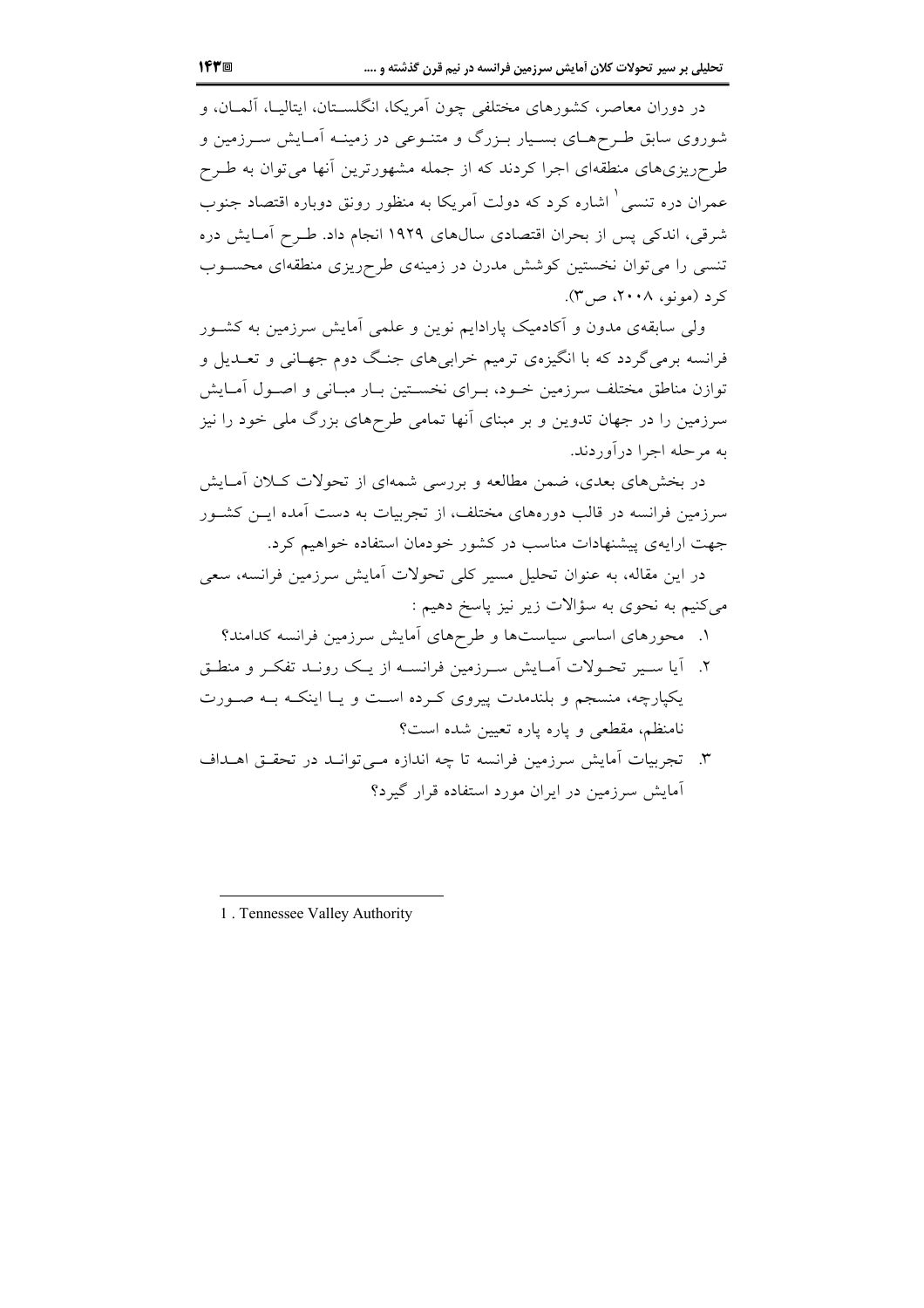در دوران معاصر، کشورهای مختلفی چون آمریکا، انگلستان، ایتالیا، آلمان، و شوروی سابق طرح‌های بسیار بزرگ و متنوعی در زمینه آمایش سرزمین و طرح‌ریزی‌های منطقه‌ای اجرا کردند که از جمله مشهورترین آنها می‌توان به طرح عمران دره تنسی[1] اشاره کرد که دولت آمریکا به منظور رونق دوباره اقتصاد جنوب شرقی، اندکی پس از بحران اقتصادی سال‌های ۱۹۲۹ انجام داد. طرح آمایش دره تنسی را می‌توان نخستین کوشش مدرن در زمینه‌ی طرح‌ریزی منطقه‌ای محسوب کرد (مونو، ۲۰۰۸، ص۳).

ولی سابقه‌ی مدون و آکادمیک پارادایم نوین و علمی آمایش سرزمین به کشور فرانسه برمی‌گردد که با انگیزه‌ی ترمیم خرابی‌های جنگ دوم جهانی و تعدیل و توازن مناطق مختلف سرزمین خود، برای نخستین بار مبانی و اصول آمایش سرزمین را در جهان تدوین و بر مبنای آنها تمامی طرح‌های بزرگ ملی خود را نیز به مرحله اجرا درآوردند.

در بخش‌های بعدی، ضمن مطالعه و بررسی شمه‌ای از تحولات کلان آمایش سرزمین فرانسه در قالب دوره‌های مختلف، از تجربیات به دست آمده این کشور جهت ارایه‌ی پیشنهادات مناسب در کشور خودمان استفاده خواهیم کرد.

در این مقاله، به عنوان تحلیل مسیر کلی تحولات آمایش سرزمین فرانسه، سعی می‌کنیم به نحوی به سؤالات زیر نیز پاسخ دهیم :

۱. محورهای اساسی سیاست‌ها و طرح‌های آمایش سرزمین فرانسه کدامند؟
۲. آیا سیر تحولات آمایش سرزمین فرانسه از یک روند تفکر و منطق یکپارچه، منسجم و بلندمدت پیروی کرده است و یا اینکه به صورت نامنظم، مقطعی و پاره پاره تعیین شده است؟
۳. تجربیات آمایش سرزمین فرانسه تا چه اندازه می‌تواند در تحقق اهداف آمایش سرزمین در ایران مورد استفاده قرار گیرد؟

---

1 . Tennessee Valley Authority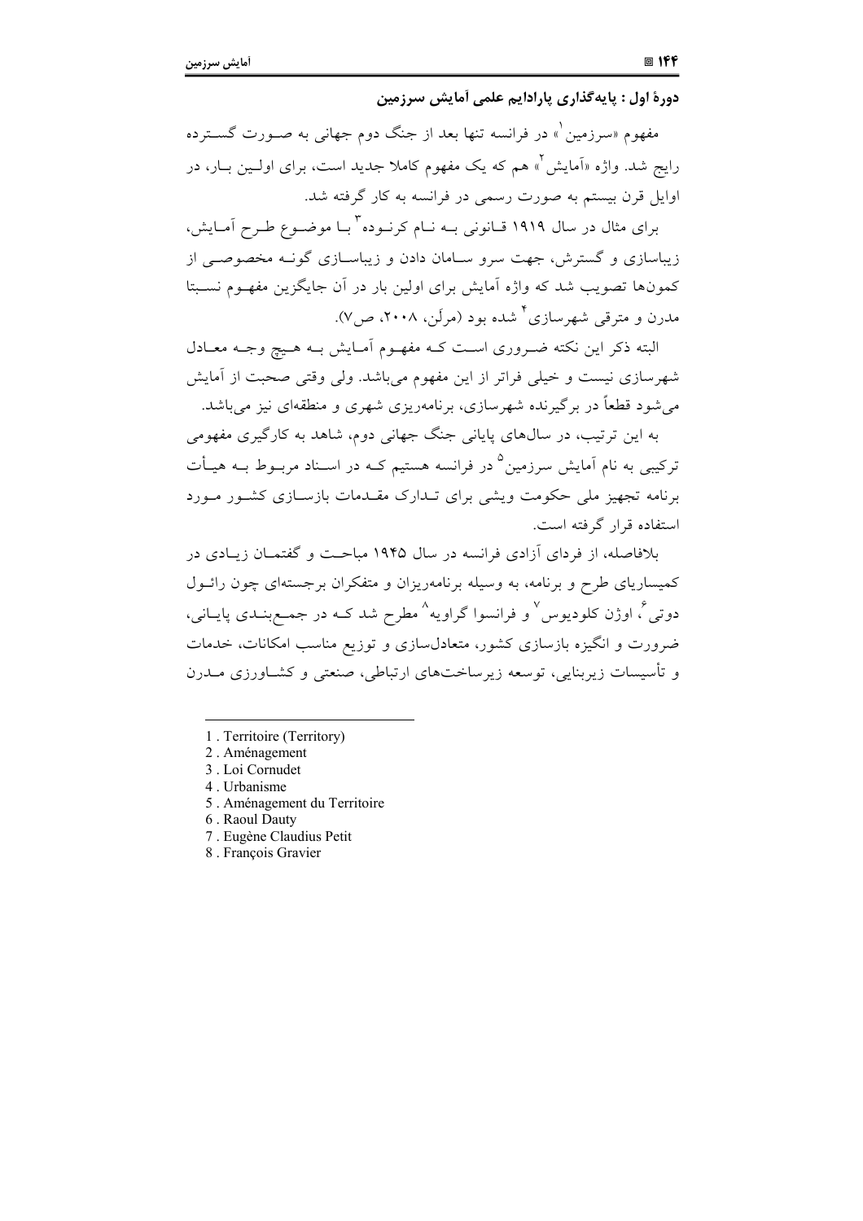**دورهٔ اول : پایه‌گذاری پارادایم علمی آمایش سرزمین**

مفهوم «سرزمین[1]» در فرانسه تنها بعد از جنگ دوم جهانی به صورت گسترده رایج شد. واژه «آمایش[2]» هم که یک مفهوم کاملا جدید است، برای اولین بار، در اوایل قرن بیستم به صورت رسمی در فرانسه به کار گرفته شد.

برای مثال در سال ۱۹۱۹ قانونی به نام کرنوده[3] با موضوع طرح آمایش، زیباسازی و گسترش، جهت سرو سامان دادن و زیباسازی گونه مخصوصی از کمون‌ها تصویب شد که واژه آمایش برای اولین بار در آن جایگزین مفهوم نسبتا مدرن و مترقی شهرسازی[4] شده بود (مرلَن، ۲۰۰۸، ص۷).

البته ذکر این نکته ضروری است که مفهوم آمایش به هیچ وجه معادل شهرسازی نیست و خیلی فراتر از این مفهوم می‌باشد. ولی وقتی صحبت از آمایش می‌شود قطعاً در برگیرنده شهرسازی، برنامه‌ریزی شهری و منطقه‌ای نیز می‌باشد.

به این ترتیب، در سال‌های پایانی جنگ جهانی دوم، شاهد به کارگیری مفهومی ترکیبی به نام آمایش سرزمین[5] در فرانسه هستیم که در اسناد مربوط به هیأت برنامه تجهیز ملی حکومت ویشی برای تدارک مقدمات بازسازی کشور مورد استفاده قرار گرفته است.

بلافاصله، از فردای آزادی فرانسه در سال ۱۹۴۵ مباحث و گفتمان زیادی در کمیساریای طرح و برنامه، به وسیله برنامه‌ریزان و متفکران برجسته‌ای چون رائول دوتی[6]، اوژن کلودیوس[7] و فرانسوا گراویه[8] مطرح شد که در جمع‌بندی پایانی، ضرورت و انگیزه بازسازی کشور، متعادل‌سازی و توزیع مناسب امکانات، خدمات و تأسیسات زیربنایی، توسعه زیرساخت‌های ارتباطی، صنعتی و کشاورزی مدرن

---

1 . Territoire (Territory)
2 . Aménagement
3 . Loi Cornudet
4 . Urbanisme
5 . Aménagement du Territoire
6 . Raoul Dauty
7 . Eugène Claudius Petit
8 . François Gravier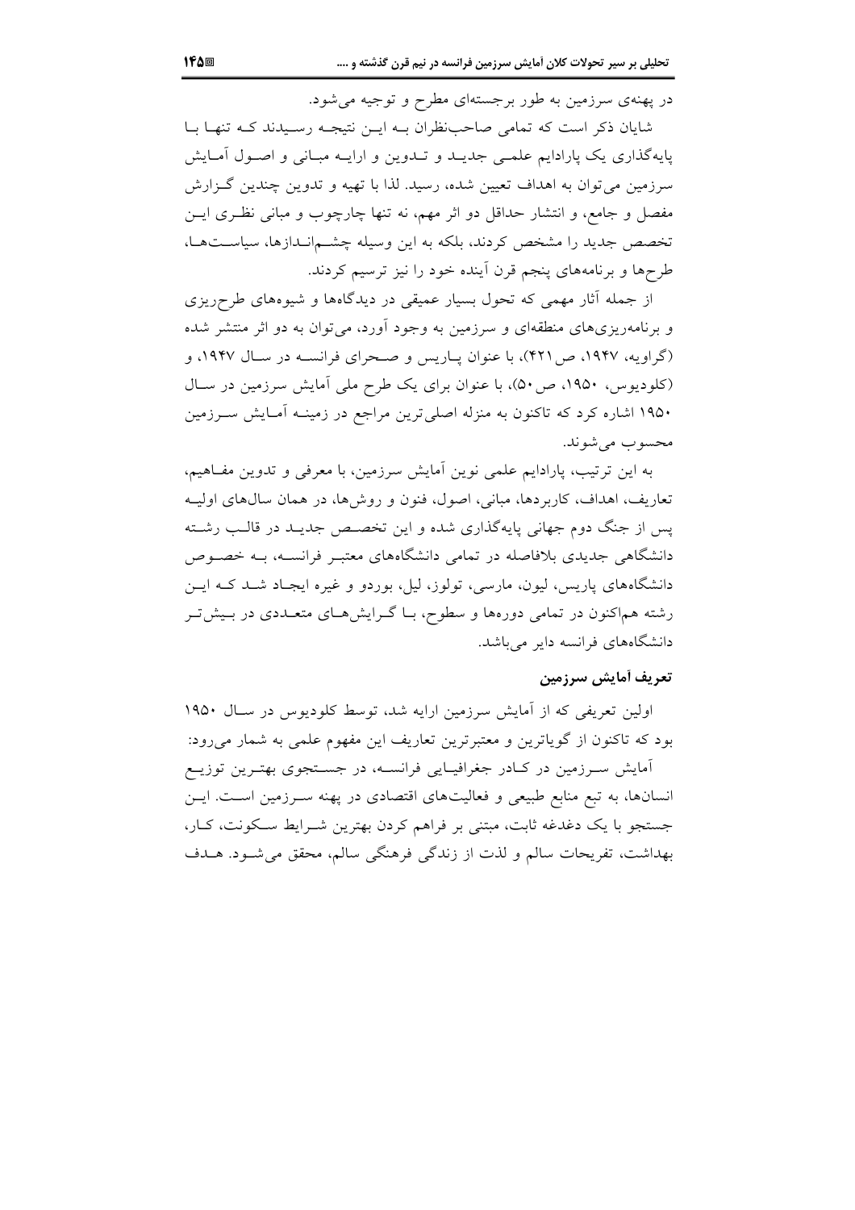در پهنه‌ی سرزمین به طور برجسته‌ای مطرح و توجیه می‌شود.

شایان ذکر است که تمامی صاحب‌نظران به این نتیجه رسیدند که تنها با پایه‌گذاری یک پارادایم علمی جدید و تدوین و ارایه مبانی و اصول آمایش سرزمین می‌توان به اهداف تعیین شده، رسید. لذا با تهیه و تدوین چندین گزارش مفصل و جامع، و انتشار حداقل دو اثر مهم، نه تنها چارچوب و مبانی نظری این تخصص جدید را مشخص کردند، بلکه به این وسیله چشم‌اندازها، سیاست‌ها، طرح‌ها و برنامه‌های پنجم قرن آینده خود را نیز ترسیم کردند.

از جمله آثار مهمی که تحول بسیار عمیقی در دیدگاه‌ها و شیوه‌های طرح‌ریزی و برنامه‌ریزی‌های منطقه‌ای و سرزمین به وجود آورد، می‌توان به دو اثر منتشر شده (گراویه، ۱۹۴۷، ص۴۲۱)، با عنوان پاریس و صحرای فرانسه در سال ۱۹۴۷، و (کلودیوس، ۱۹۵۰، ص۵۰)، با عنوان برای یک طرح ملی آمایش سرزمین در سال ۱۹۵۰ اشاره کرد که تاکنون به منزله اصلی‌ترین مراجع در زمینه آمایش سرزمین محسوب می‌شوند.

به این ترتیب، پارادایم علمی نوین آمایش سرزمین، با معرفی و تدوین مفاهیم، تعاریف، اهداف، کاربردها، مبانی، اصول، فنون و روش‌ها، در همان سال‌های اولیه پس از جنگ دوم جهانی پایه‌گذاری شده و این تخصص جدید در قالب رشته دانشگاهی جدیدی بلافاصله در تمامی دانشگاه‌های معتبر فرانسه، به خصوص دانشگاه‌های پاریس، لیون، مارسی، تولوز، لیل، بوردو و غیره ایجاد شد که این رشته هم‌اکنون در تمامی دوره‌ها و سطوح، با گرایش‌های متعددی در بیش‌تر دانشگاه‌های فرانسه دایر می‌باشد.

### تعریف آمایش سرزمین

اولین تعریفی که از آمایش سرزمین ارایه شد، توسط کلودیوس در سال ۱۹۵۰ بود که تاکنون از گویاترین و معتبرترین تعاریف این مفهوم علمی به شمار می‌رود:

آمایش سرزمین در کادر جغرافیایی فرانسه، در جستجوی بهترین توزیع انسان‌ها، به تبع منابع طبیعی و فعالیت‌های اقتصادی در پهنه سرزمین است. این جستجو با یک دغدغه ثابت، مبتنی بر فراهم کردن بهترین شرایط سکونت، کار، بهداشت، تفریحات سالم و لذت از زندگی فرهنگی سالم، محقق می‌شود. هدف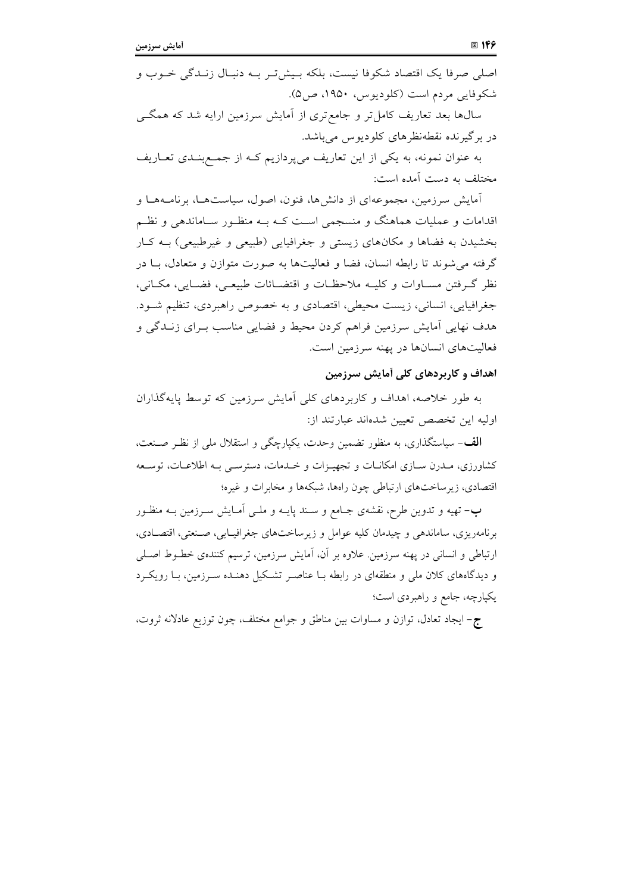اصلی صرفا یک اقتصاد شکوفا نیست، بلکه بیش‌تر به دنبال زندگی خوب و شکوفایی مردم است (کلودیوس، ۱۹۵۰، ص۵).

سال‌ها بعد تعاریف کامل‌تر و جامع‌تری از آمایش سرزمین ارایه شد که همگی در برگیرنده نقطه‌نظرهای کلودیوس می‌باشد.

به عنوان نمونه، به یکی از این تعاریف می‌پردازیم که از جمع‌بندی تعاریف مختلف به دست آمده است:

آمایش سرزمین، مجموعه‌ای از دانش‌ها، فنون، اصول، سیاست‌ها، برنامه‌ها و اقدامات و عملیات هماهنگ و منسجمی است که به منظور ساماندهی و نظم بخشیدن به فضاها و مکان‌های زیستی و جغرافیایی (طبیعی و غیرطبیعی) به کار گرفته می‌شوند تا رابطه انسان، فضا و فعالیت‌ها به صورت متوازن و متعادل، با در نظر گرفتن مساوات و کلیه ملاحظات و اقتضائات طبیعی، فضایی، مکانی، جغرافیایی، انسانی، زیست محیطی، اقتصادی و به خصوص راهبردی، تنظیم شود. هدف نهایی آمایش سرزمین فراهم کردن محیط و فضایی مناسب برای زندگی و فعالیت‌های انسان‌ها در پهنه سرزمین است.

### اهداف و کاربردهای کلی آمایش سرزمین

به طور خلاصه، اهداف و کاربردهای کلی آمایش سرزمین که توسط پایه‌گذاران اولیه این تخصص تعیین شده‌اند عبارتند از:

**الف**- سیاستگذاری، به منظور تضمین وحدت، یکپارچگی و استقلال ملی از نظر صنعت، کشاورزی، مدرن سازی امکانات و تجهیزات و خدمات، دسترسی به اطلاعات، توسعه اقتصادی، زیرساخت‌های ارتباطی چون راه‌ها، شبکه‌ها و مخابرات و غیره؛

**ب**- تهیه و تدوین طرح، نقشه‌ی جامع و سند پایه و ملی آمایش سرزمین به منظور برنامه‌ریزی، ساماندهی و چیدمان کلیه عوامل و زیرساخت‌های جغرافیایی، صنعتی، اقتصادی، ارتباطی و انسانی در پهنه سرزمین. علاوه بر آن، آمایش سرزمین، ترسیم کننده‌ی خطوط اصلی و دیدگاه‌های کلان ملی و منطقه‌ای در رابطه با عناصر تشکیل دهنده سرزمین، با رویکرد یکپارچه، جامع و راهبردی است؛

**ج**- ایجاد تعادل، توازن و مساوات بین مناطق و جوامع مختلف، چون توزیع عادلانه ثروت،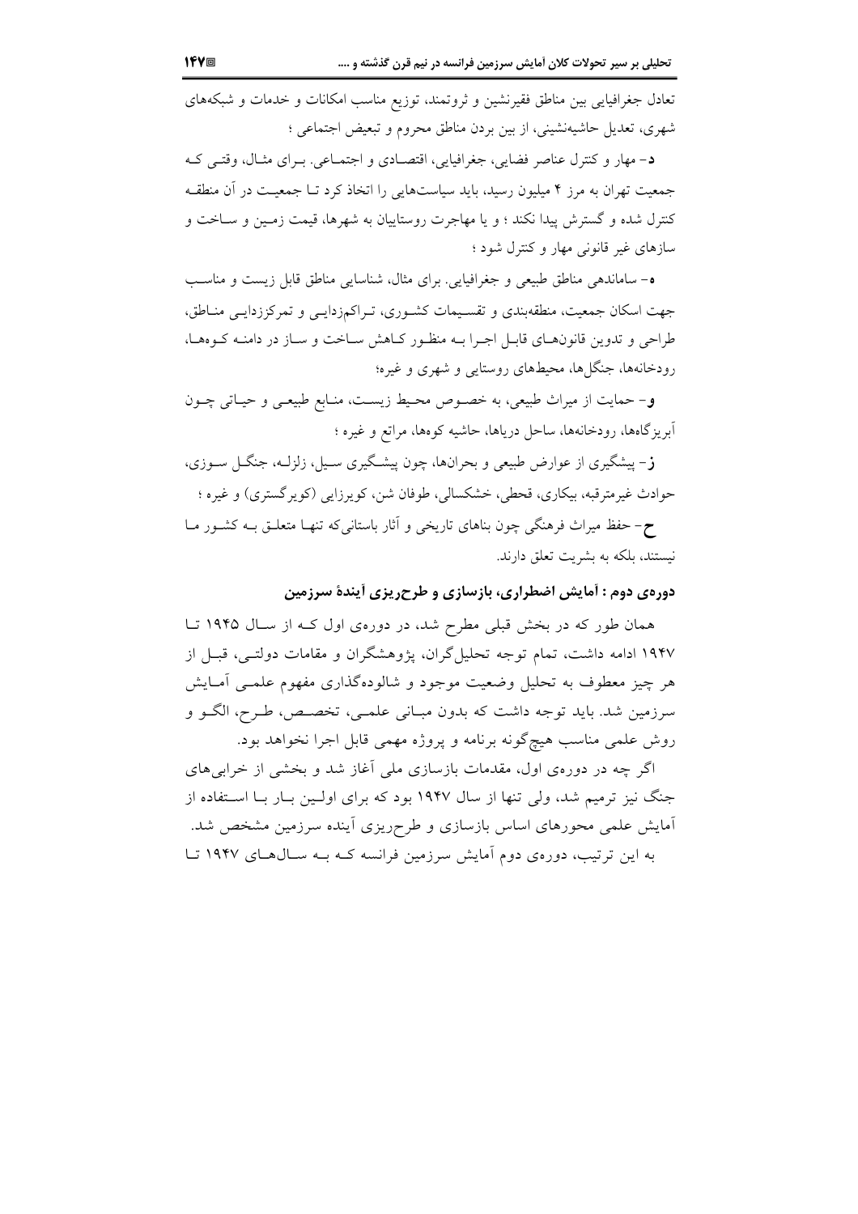تعادل جغرافیایی بین مناطق فقیرنشین و ثروتمند، توزیع مناسب امکانات و خدمات و شبکه‌های شهری، تعدیل حاشیه‌نشینی، از بین بردن مناطق محروم و تبعیض اجتماعی ؛

د- مهار و کنترل عناصر فضایی، جغرافیایی، اقتصادی و اجتماعی. برای مثال، وقتی که جمعیت تهران به مرز ۴ میلیون رسید، باید سیاست‌هایی را اتخاذ کرد تا جمعیت در آن منطقه کنترل شده و گسترش پیدا نکند ؛ و یا مهاجرت روستاییان به شهرها، قیمت زمین و ساخت و سازهای غیر قانونی مهار و کنترل شود ؛

ه- ساماندهی مناطق طبیعی و جغرافیایی. برای مثال، شناسایی مناطق قابل زیست و مناسب جهت اسکان جمعیت، منطقه‌بندی و تقسیمات کشوری، تراکم‌زدایی و تمرکززدایی مناطق، طراحی و تدوین قانون‌های قابل اجرا به منظور کاهش ساخت و ساز در دامنه کوه‌ها، رودخانه‌ها، جنگل‌ها، محیط‌های روستایی و شهری و غیره؛

و- حمایت از میراث طبیعی، به خصوص محیط زیست، منابع طبیعی و حیاتی چون آبریزگاه‌ها، رودخانه‌ها، ساحل دریاها، حاشیه کوه‌ها، مراتع و غیره ؛

ز- پیشگیری از عوارض طبیعی و بحران‌ها، چون پیشگیری سیل، زلزله، جنگل سوزی، حوادث غیرمترقبه، بیکاری، قحطی، خشکسالی، طوفان شن، کویرزایی (کویرگستری) و غیره ؛

ح- حفظ میراث فرهنگی چون بناهای تاریخی و آثار باستانی‌که تنها متعلق به کشور ما نیستند، بلکه به بشریت تعلق دارند.

### دوره‌ی دوم : آمایش اضطراری، بازسازی و طرح‌ریزی آیندهٔ سرزمین

همان طور که در بخش قبلی مطرح شد، در دوره‌ی اول که از سال ۱۹۴۵ تا ۱۹۴۷ ادامه داشت، تمام توجه تحلیل‌گران، پژوهشگران و مقامات دولتی، قبل از هر چیز معطوف به تحلیل وضعیت موجود و شالوده‌گذاری مفهوم علمی آمایش سرزمین شد. باید توجه داشت که بدون مبانی علمی، تخصص، طرح، الگو و روش علمی مناسب هیچ‌گونه برنامه و پروژه مهمی قابل اجرا نخواهد بود.

اگر چه در دوره‌ی اول، مقدمات بازسازی ملی آغاز شد و بخشی از خرابی‌های جنگ نیز ترمیم شد، ولی تنها از سال ۱۹۴۷ بود که برای اولین بار با استفاده از آمایش علمی محورهای اساس بازسازی و طرح‌ریزی آینده سرزمین مشخص شد. به این ترتیب، دوره‌ی دوم آمایش سرزمین فرانسه که به سال‌های ۱۹۴۷ تا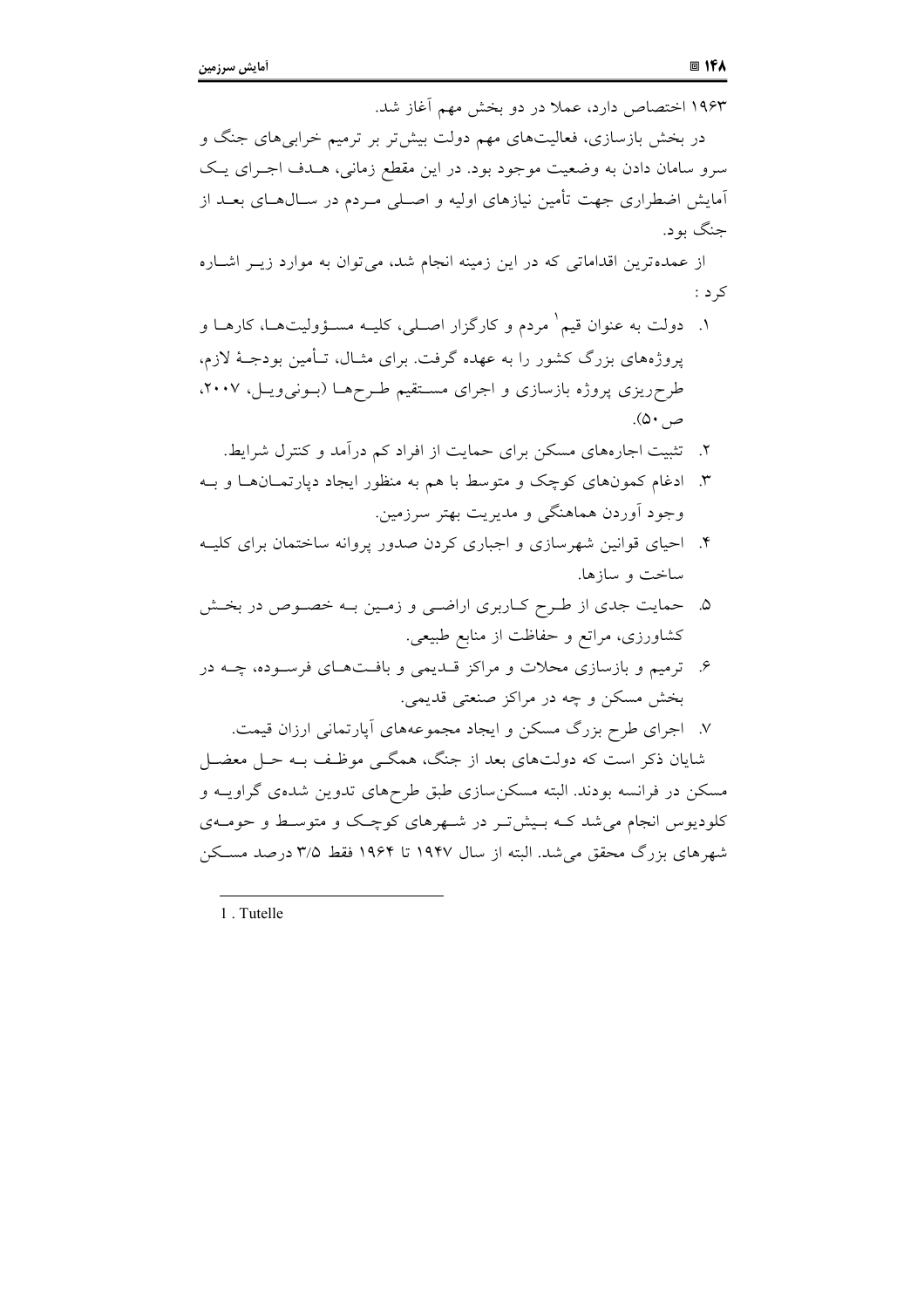۱۹۶۳ اختصاص دارد، عملا در دو بخش مهم آغاز شد.

در بخش بازسازی، فعالیت‌های مهم دولت بیش‌تر بر ترمیم خرابی‌های جنگ و سرو سامان دادن به وضعیت موجود بود. در این مقطع زمانی، هدف اجرای یک آمایش اضطراری جهت تأمین نیازهای اولیه و اصلی مردم در سال‌های بعد از جنگ بود.

از عمده‌ترین اقداماتی که در این زمینه انجام شد، می‌توان به موارد زیر اشاره کرد:

۱. دولت به عنوان قیم[1] مردم و کارگزار اصلی، کلیه مسؤولیت‌ها، کارها و پروژه‌های بزرگ کشور را به عهده گرفت. برای مثال، تأمین بودجهٔ لازم، طرح‌ریزی پروژه بازسازی و اجرای مستقیم طرح‌ها (بونی‌ویل، ۲۰۰۷، ص ۵۰).

۲. تثبیت اجاره‌های مسکن برای حمایت از افراد کم درآمد و کنترل شرایط.

۳. ادغام کمون‌های کوچک و متوسط با هم به منظور ایجاد دپارتمان‌ها و به وجود آوردن هماهنگی و مدیریت بهتر سرزمین.

۴. احیای قوانین شهرسازی و اجباری کردن صدور پروانه ساختمان برای کلیه ساخت و سازها.

۵. حمایت جدی از طرح کاربری اراضی و زمین به خصوص در بخش کشاورزی، مراتع و حفاظت از منابع طبیعی.

۶. ترمیم و بازسازی محلات و مراکز قدیمی و بافت‌های فرسوده، چه در بخش مسکن و چه در مراکز صنعتی قدیمی.

۷. اجرای طرح بزرگ مسکن و ایجاد مجموعه‌های آپارتمانی ارزان قیمت.

شایان ذکر است که دولت‌های بعد از جنگ، همگی موظف به حل معضل مسکن در فرانسه بودند. البته مسکن‌سازی طبق طرح‌های تدوین شده‌ی گراویه و کلودیوس انجام می‌شد که بیش‌تر در شهرهای کوچک و متوسط و حومه‌ی شهرهای بزرگ محقق می‌شد. البته از سال ۱۹۴۷ تا ۱۹۶۴ فقط ۳/۵ درصد مسکن

---

1 . Tutelle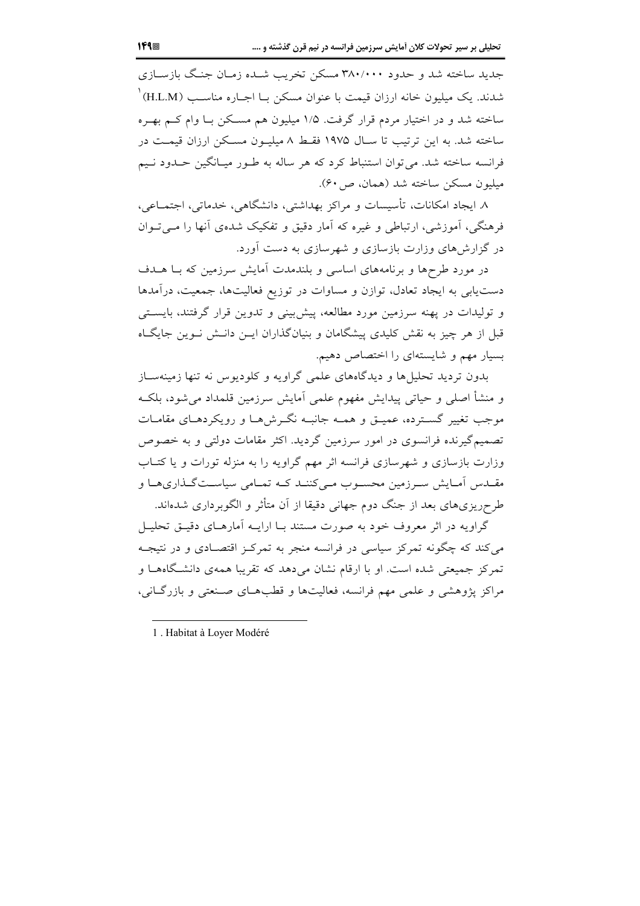جدید ساخته شد و حدود ۳۸۰/۰۰۰ مسکن تخریب شـده زمـان جنـگ بازسـازی شدند. یک میلیون خانه ارزان قیمت با عنوان مسکن بـا اجـاره مناسـب (H.L.M)[1] ساخته شد و در اختیار مردم قرار گرفت. ۱/۵ میلیون هم مسـکن بـا وام کـم بهـره ساخته شد. به این ترتیب تا سـال ۱۹۷۵ فقـط ۸ میلیـون مسـکن ارزان قیمـت در فرانسه ساخته شد. می‌توان استنباط کرد که هر ساله به طـور میـانگین حـدود نـیم میلیون مسکن ساخته شد (همان، ص ۶۰).

۸. ایجاد امکانات، تأسیسات و مراکز بهداشتی، دانشگاهی، خدماتی، اجتمـاعی، فرهنگی، آموزشی، ارتباطی و غیره که آمار دقیق و تفکیک شده‌ی آنها را مـی‌تـوان در گزارش‌های وزارت بازسازی و شهرسازی به دست آورد.

در مورد طرح‌ها و برنامه‌های اساسی و بلندمدت آمایش سرزمین که بـا هـدف دست‌یابی به ایجاد تعادل، توازن و مساوات در توزیع فعالیت‌ها، جمعیت، درآمدها و تولیدات در پهنه سرزمین مورد مطالعه، پیش‌بینی و تدوین قرار گرفتند، بایسـتی قبل از هر چیز به نقش کلیدی پیشگامان و بنیان‌گذاران ایـن دانـش نـوین جایگـاه بسیار مهم و شایسته‌ای را اختصاص دهیم.

بدون تردید تحلیل‌ها و دیدگاه‌های علمی گراویه و کلودیوس نه تنها زمینه‌سـاز و منشأ اصلی و حیاتی پیدایش مفهوم علمی آمایش سرزمین قلمداد می‌شود، بلکـه موجب تغییر گسـترده، عمیـق و همـه جانبـه نگـرش‌هـا و رویکردهـای مقامـات تصمیم‌گیرنده فرانسوی در امور سرزمین گردید. اکثر مقامات دولتی و به خصوص وزارت بازسازی و شهرسازی فرانسه اثر مهم گراویه را به منزله تورات و یا کتـاب مقـدس آمـایش سـرزمین محسـوب مـی‌کننـد کـه تمـامی سیاسـت‌گـذاری‌هـا و طرح‌ریزی‌های بعد از جنگ دوم جهانی دقیقا از آن متأثر و الگوبرداری شده‌اند.

گراویه در اثر معروف خود به صورت مستند بـا ارایـه آمارهـای دقیـق تحلیـل می‌کند که چگونه تمرکز سیاسی در فرانسه منجر به تمرکـز اقتصـادی و در نتیجـه تمرکز جمیعتی شده است. او با ارقام نشان می‌دهد که تقریبا همه‌ی دانشـگاه‌هـا و مراکز پژوهشی و علمی مهم فرانسه، فعالیت‌ها و قطب‌هـای صـنعتی و بازرگـانی،

---

1 . Habitat à Loyer Modéré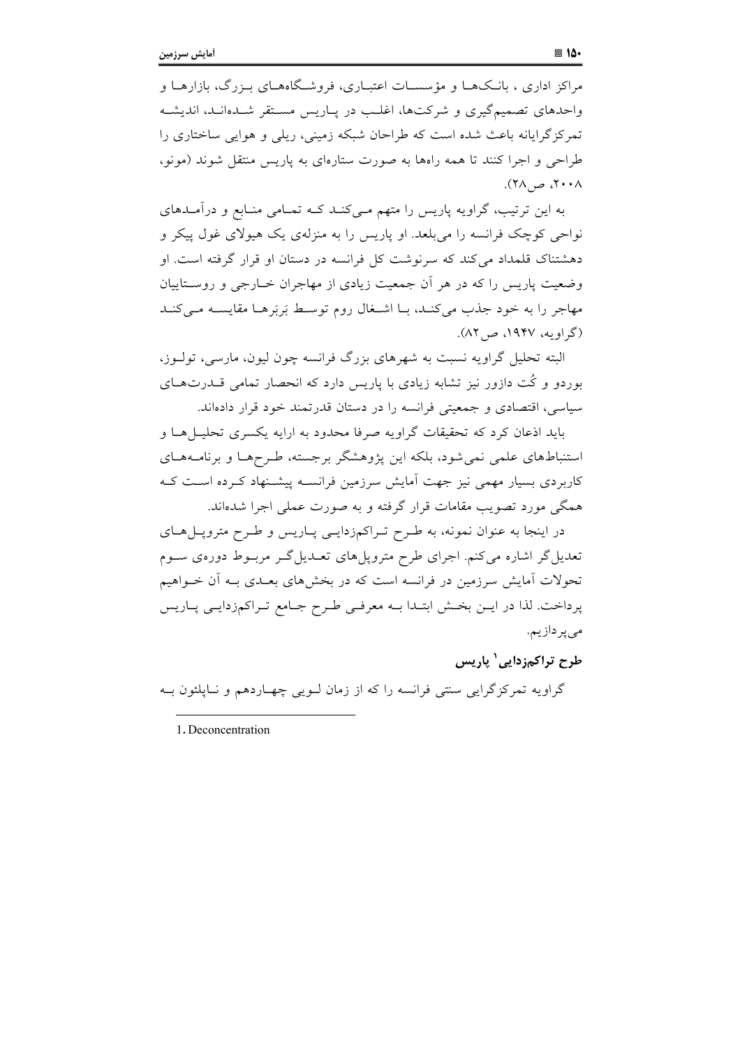مراکز اداری ، بانک‌ها و مؤسسات اعتباری، فروشگاه‌های بزرگ، بازارها و واحدهای تصمیم‌گیری و شرکت‌ها، اغلب در پاریس مستقر شده‌اند، اندیشه تمرکزگرایانه باعث شده است که طراحان شبکه زمینی، ریلی و هوایی ساختاری را طراحی و اجرا کنند تا همه راه‌ها به صورت ستاره‌ای به پاریس منتقل شوند (مونو، ۲۰۰۸، ص۲۸).

به این ترتیب، گراویه پاریس را متهم می‌کند که تمامی منابع و درآمدهای نواحی کوچک فرانسه را می‌بلعد. او پاریس را به منزله‌ی یک هیولای غول پیکر و دهشتناک قلمداد می‌کند که سرنوشت کل فرانسه در دستان او قرار گرفته است. او وضعیت پاریس را که در هر آن جمعیت زیادی از مهاجران خارجی و روستاییان مهاجر را به خود جذب می‌کند، با اشغال روم توسط بَربَرها مقایسه می‌کند (گراویه، ۱۹۴۷، ص۸۲).

البته تحلیل گراویه نسبت به شهرهای بزرگ فرانسه چون لیون، مارسی، تولوز، بوردو و کُت دازور نیز تشابه زیادی با پاریس دارد که انحصار تمامی قدرت‌های سیاسی، اقتصادی و جمعیتی فرانسه را در دستان قدرتمند خود قرار داده‌اند.

باید اذعان کرد که تحقیقات گراویه صرفا محدود به ارایه یکسری تحلیل‌ها و استنباط‌های علمی نمی‌شود، بلکه این پژوهشگر برجسته، طرح‌ها و برنامه‌های کاربردی بسیار مهمی نیز جهت آمایش سرزمین فرانسه پیشنهاد کرده است که همگی مورد تصویب مقامات قرار گرفته و به صورت عملی اجرا شده‌اند.

در اینجا به عنوان نمونه، به طرح تراکم‌زدایی پاریس و طرح متروپل‌های تعدیل‌گر اشاره می‌کنم. اجرای طرح متروپل‌های تعدیل‌گر مربوط دوره‌ی سوم تحولات آمایش سرزمین در فرانسه است که در بخش‌های بعدی به آن خواهیم پرداخت. لذا در این بخش ابتدا به معرفی طرح جامع تراکم‌زدایی پاریس می‌پردازیم.

## طرح تراکم‌زدایی[1] پاریس

گراویه تمرکزگرایی سنتی فرانسه را که از زمان لویی چهاردهم و ناپلئون به

---

1. Deconcentration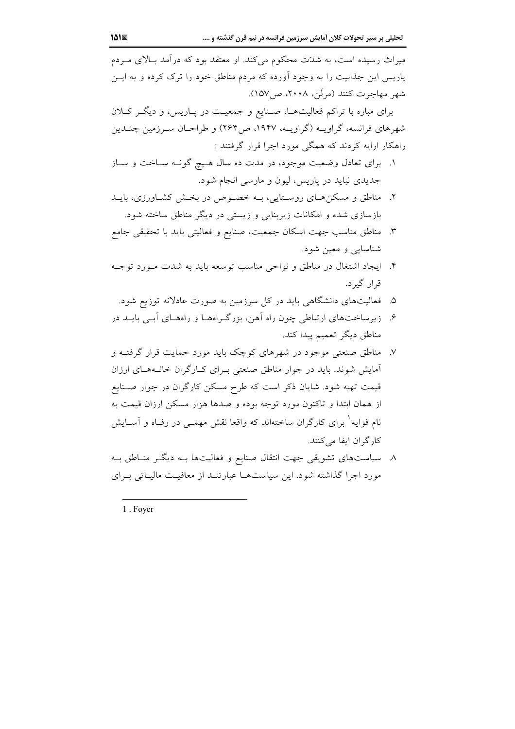میراث رسیده است، به شدّت محکوم می‌کند. او معتقد بود که درآمد بالای مردم پاریس این جذابیت را به وجود آورده که مردم مناطق خود را ترک کرده و به این شهر مهاجرت کنند (مرلَن، ۲۰۰۸، ص۱۵۷).

برای مباره با تراکم فعالیت‌ها، صنایع و جمعیت در پاریس، و دیگر کلان شهرهای فرانسه، گراویه (گراویه، ۱۹۴۷، ص۲۶۴) و طراحان سرزمین چندین راهکار ارایه کردند که همگی مورد اجرا قرار گرفتند :

۱. برای تعادل وضعیت موجود، در مدت ده سال هیچ گونه ساخت و ساز جدیدی نباید در پاریس، لیون و مارسی انجام شود.
۲. مناطق و مسکن‌های روستایی، به خصوص در بخش کشاورزی، باید بازسازی شده و امکانات زیربنایی و زیستی در دیگر مناطق ساخته شود.
۳. مناطق مناسب جهت اسکان جمعیت، صنایع و فعالیتی باید با تحقیقی جامع شناسایی و معین شود.
۴. ایجاد اشتغال در مناطق و نواحی مناسب توسعه باید به شدت مورد توجه قرار گیرد.
۵. فعالیت‌های دانشگاهی باید در کل سرزمین به صورت عادلانه توزیع شود.
۶. زیرساخت‌های ارتباطی چون راه آهن، بزرگراه‌ها و راه‌های آبی باید در مناطق دیگر تعمیم پیدا کند.
۷. مناطق صنعتی موجود در شهرهای کوچک باید مورد حمایت قرار گرفته و آمایش شوند. باید در جوار مناطق صنعتی برای کارگران خانه‌های ارزان قیمت تهیه شود. شایان ذکر است که طرح مسکن کارگران در جوار صنایع از همان ابتدا و تاکنون مورد توجه بوده و صدها هزار مسکن ارزان قیمت به نام فوایه[1] برای کارگران ساخته‌اند که واقعا نقش مهمی در رفاه و آسایش کارگران ایفا می‌کنند.
۸. سیاست‌های تشویقی جهت انتقال صنایع و فعالیت‌ها به دیگر مناطق به مورد اجرا گذاشته شود. این سیاست‌ها عبارتند از معافیت مالیاتی برای

---

1 . Foyer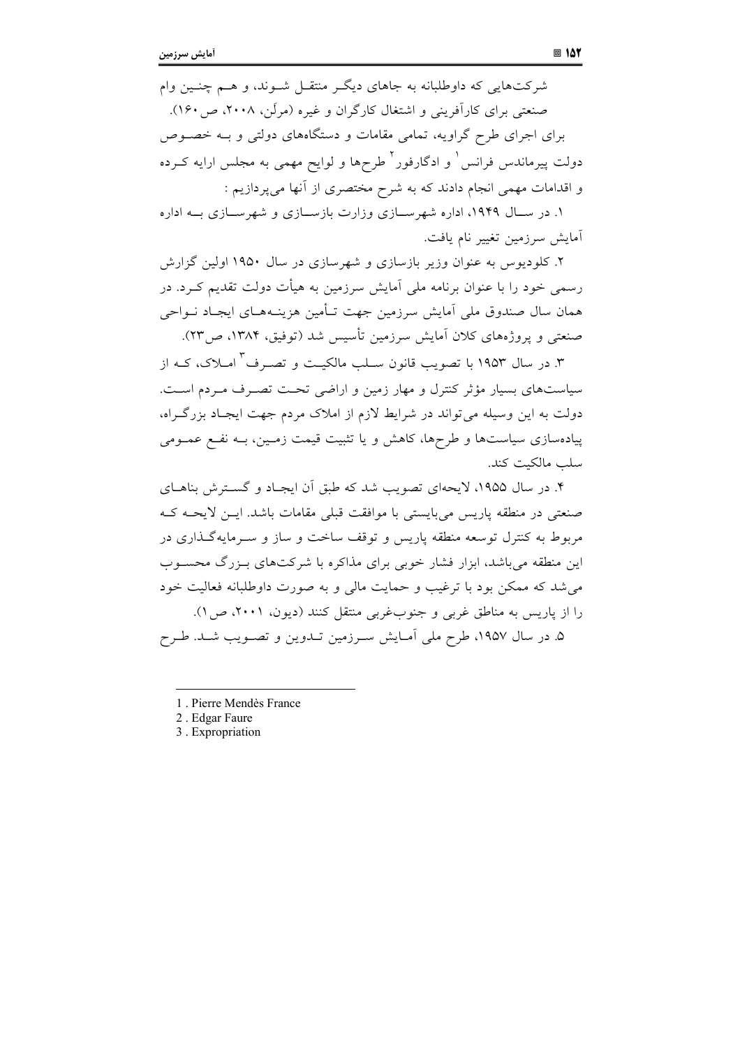شرکت‌هایی که داوطلبانه به جاهای دیگر منتقل شوند، و هم چنین وام صنعتی برای کارآفرینی و اشتغال کارگران و غیره (مرلَن، ۲۰۰۸، ص۱۶۰).

برای اجرای طرح گراویه، تمامی مقامات و دستگاه‌های دولتی و به خصوص دولت پیرماندس فرانس[1] و ادگارفور[2] طرح‌ها و لوایح مهمی به مجلس ارایه کرده و اقدامات مهمی انجام دادند که به شرح مختصری از آنها می‌پردازیم :

۱. در سال ۱۹۴۹، اداره شهرسازی وزارت بازسازی و شهرسازی به اداره آمایش سرزمین تغییر نام یافت.

۲. کلودیوس به عنوان وزیر بازسازی و شهرسازی در سال ۱۹۵۰ اولین گزارش رسمی خود را با عنوان برنامه ملی آمایش سرزمین به هیأت دولت تقدیم کرد. در همان سال صندوق ملی آمایش سرزمین جهت تأمین هزینه‌های ایجاد نواحی صنعتی و پروژه‌های کلان آمایش سرزمین تأسیس شد (توفیق، ۱۳۸۴، ص۲۳).

۳. در سال ۱۹۵۳ با تصویب قانون سلب مالکیت و تصرف[3] املاک، که از سیاست‌های بسیار مؤثر کنترل و مهار زمین و اراضی تحت تصرف مردم است. دولت به این وسیله می‌تواند در شرایط لازم از املاک مردم جهت ایجاد بزرگراه، پیاده‌سازی سیاست‌ها و طرح‌ها، کاهش و یا تثبیت قیمت زمین، به نفع عمومی سلب مالکیت کند.

۴. در سال ۱۹۵۵، لایحه‌ای تصویب شد که طبق آن ایجاد و گسترش بناهای صنعتی در منطقه پاریس می‌بایستی با موافقت قبلی مقامات باشد. این لایحه که مربوط به کنترل توسعه منطقه پاریس و توقف ساخت و ساز و سرمایه‌گذاری در این منطقه می‌باشد، ابزار فشار خوبی برای مذاکره با شرکت‌های بزرگ محسوب می‌شد که ممکن بود با ترغیب و حمایت مالی و به صورت داوطلبانه فعالیت خود را از پاریس به مناطق غربی و جنوب‌غربی منتقل کنند (دیون، ۲۰۰۱، ص۱).

۵. در سال ۱۹۵۷، طرح ملی آمایش سرزمین تدوین و تصویب شد. طرح

---

1 . Pierre Mendès France

2 . Edgar Faure

3 . Expropriation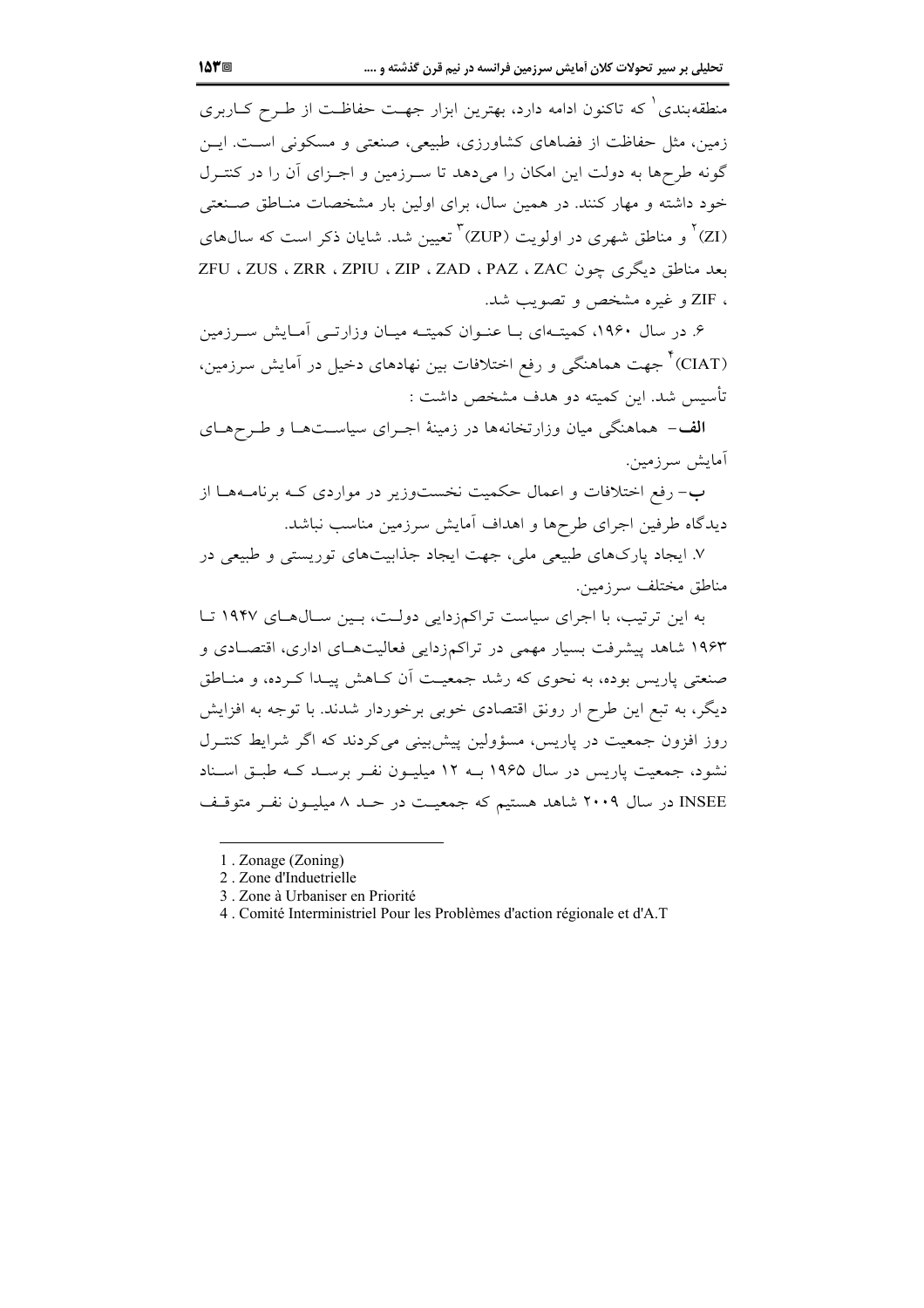منطقه‌بندی[1] که تاکنون ادامه دارد، بهترین ابزار جهت حفاظت از طرح کاربری زمین، مثل حفاظت از فضاهای کشاورزی، طبیعی، صنعتی و مسکونی است. این گونه طرح‌ها به دولت این امکان را می‌دهد تا سرزمین و اجزای آن را در کنترل خود داشته و مهار کنند. در همین سال، برای اولین بار مشخصات مناطق صنعتی (ZI)[2] و مناطق شهری در اولویت (ZUP)[3] تعیین شد. شایان ذکر است که سال‌های بعد مناطق دیگری چون ZAC ، PAZ ، ZAD ، ZIP ، ZPIU ، ZRR ، ZUS ، ZFU ، ZIF و غیره مشخص و تصویب شد.

۶. در سال ۱۹۶۰، کمیته‌ای با عنوان کمیته میان وزارتی آمایش سرزمین (CIAT)[4] جهت هماهنگی و رفع اختلافات بین نهادهای دخیل در آمایش سرزمین، تأسیس شد. این کمیته دو هدف مشخص داشت :

**الف**- هماهنگی میان وزارتخانه‌ها در زمینهٔ اجرای سیاست‌ها و طرح‌های آمایش سرزمین.

**ب**- رفع اختلافات و اعمال حکمیت نخست‌وزیر در مواردی که برنامه‌ها از دیدگاه طرفین اجرای طرح‌ها و اهداف آمایش سرزمین مناسب نباشد.

۷. ایجاد پارک‌های طبیعی ملی، جهت ایجاد جذابیت‌های توریستی و طبیعی در مناطق مختلف سرزمین.

به این ترتیب، با اجرای سیاست تراکم‌زدایی دولت، بین سال‌های ۱۹۴۷ تا ۱۹۶۳ شاهد پیشرفت بسیار مهمی در تراکم‌زدایی فعالیت‌های اداری، اقتصادی و صنعتی پاریس بوده، به نحوی که رشد جمعیت آن کاهش پیدا کرده، و مناطق دیگر، به تبع این طرح ار رونق اقتصادی خوبی برخوردار شدند. با توجه به افزایش روز افزون جمعیت در پاریس، مسؤولین پیش‌بینی می‌کردند که اگر شرایط کنترل نشود، جمعیت پاریس در سال ۱۹۶۵ به ۱۲ میلیون نفر برسد که طبق اسناد INSEE در سال ۲۰۰۹ شاهد هستیم که جمعیت در حد ۸ میلیون نفر متوقف

---

1 . Zonage (Zoning)

2 . Zone d'Induetrielle

3 . Zone à Urbaniser en Priorité

4 . Comité Interministriel Pour les Problèmes d'action régionale et d'A.T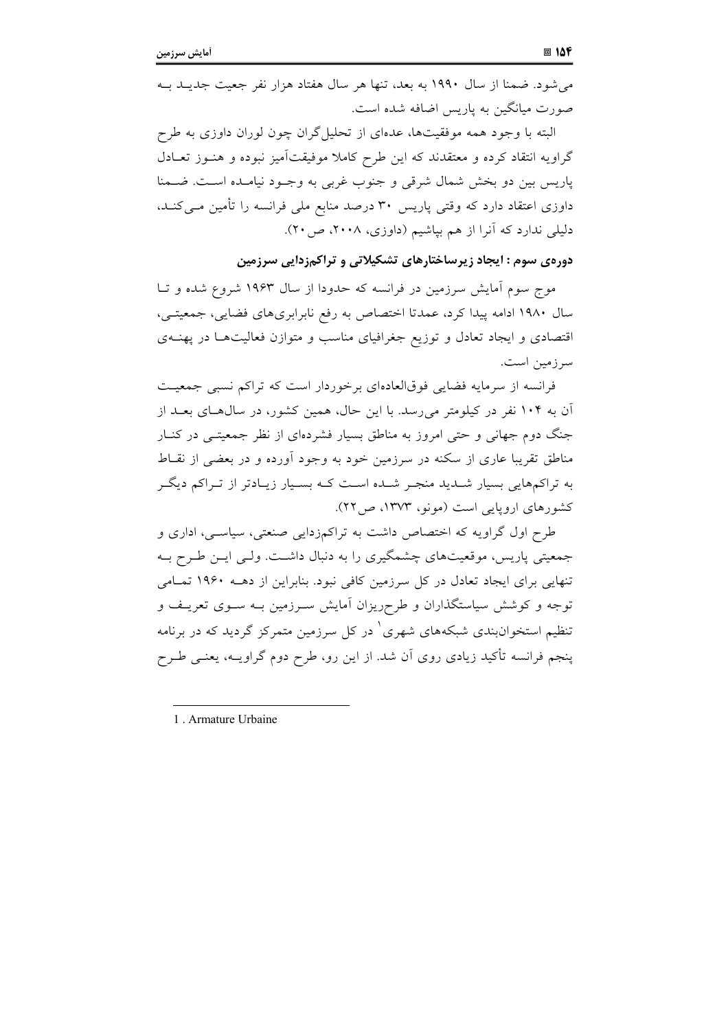می‌شود. ضمنا از سال ۱۹۹۰ به بعد، تنها هر سال هفتاد هزار نفر جعیت جدید به صورت میانگین به پاریس اضافه شده است.

البته با وجود همه موفقیت‌ها، عده‌ای از تحلیل‌گران چون لوران داوزی به طرح گراویه انتقاد کرده و معتقدند که این طرح کاملا موفیقت‌آمیز نبوده و هنوز تعادل پاریس بین دو بخش شمال شرقی و جنوب غربی به وجود نیامده است. ضمنا داوزی اعتقاد دارد که وقتی پاریس ۳۰ درصد منابع ملی فرانسه را تأمین می‌کند، دلیلی ندارد که آنرا از هم بپاشیم (داوزی، ۲۰۰۸، ص۲۰).

### دوره‌ی سوم : ایجاد زیرساختارهای تشکیلاتی و تراکم‌زدایی سرزمین

موج سوم آمایش سرزمین در فرانسه که حدودا از سال ۱۹۶۳ شروع شده و تا سال ۱۹۸۰ ادامه پیدا کرد، عمدتا اختصاص به رفع نابرابری‌های فضایی، جمعیتی، اقتصادی و ایجاد تعادل و توزیع جغرافیای مناسب و متوازن فعالیت‌ها در پهنه‌ی سرزمین است.

فرانسه از سرمایه فضایی فوق‌العاده‌ای برخوردار است که تراکم نسبی جمعیت آن به ۱۰۴ نفر در کیلومتر می‌رسد. با این حال، همین کشور، در سال‌های بعد از جنگ دوم جهانی و حتی امروز به مناطق بسیار فشرده‌ای از نظر جمعیتی در کنار مناطق تقریبا عاری از سکنه در سرزمین خود به وجود آورده و در بعضی از نقاط به تراکم‌هایی بسیار شدید منجر شده است که بسیار زیادتر از تراکم دیگر کشورهای اروپایی است (مونو، ۱۳۷۳، ص۲۲).

طرح اول گراویه که اختصاص داشت به تراکم‌زدایی صنعتی، سیاسی، اداری و جمعیتی پاریس، موقعیت‌های چشمگیری را به دنبال داشت. ولی این طرح به تنهایی برای ایجاد تعادل در کل سرزمین کافی نبود. بنابراین از دهه ۱۹۶۰ تمامی توجه و کوشش سیاستگذاران و طرح‌ریزان آمایش سرزمین به سوی تعریف و تنظیم استخوان‌بندی شبکه‌های شهری[1] در کل سرزمین متمرکز گردید که در برنامه پنجم فرانسه تأکید زیادی روی آن شد. از این رو، طرح دوم گراویه، یعنی طرح

---

1 . Armature Urbaine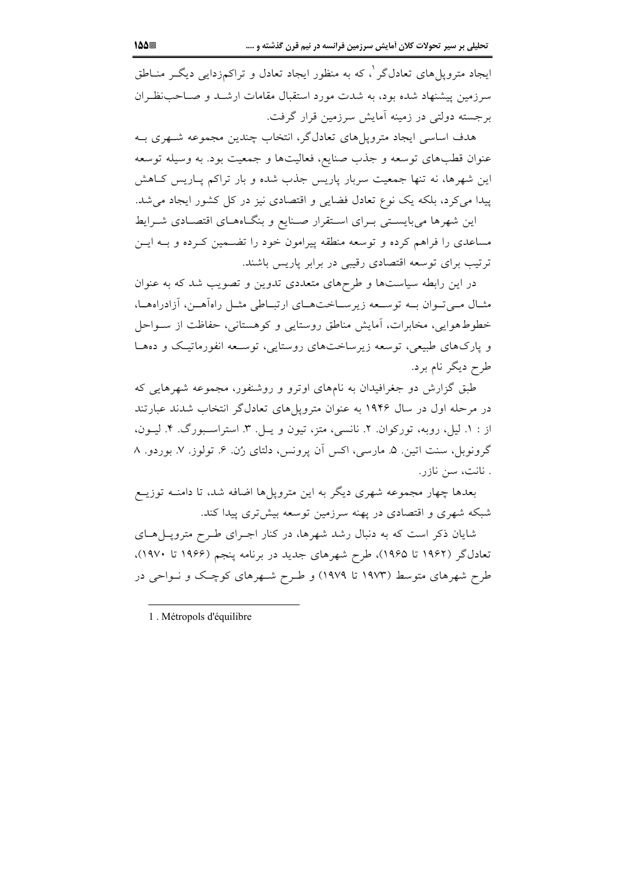ایجاد متروپل‌های تعادل‌گر[1]، که به منظور ایجاد تعادل و تراکم‌زدایی دیگر مناطق سرزمین پیشنهاد شده بود، به شدت مورد استقبال مقامات ارشد و صاحب‌نظران برجسته دولتی در زمینه آمایش سرزمین قرار گرفت.

هدف اساسی ایجاد متروپل‌های تعادل‌گر، انتخاب چندین مجموعه شهری به عنوان قطب‌های توسعه و جذب صنایع، فعالیت‌ها و جمعیت بود. به وسیله توسعه این شهرها، نه تنها جمعیت سربار پاریس جذب شده و بار تراکم پاریس کاهش پیدا می‌کرد، بلکه یک نوع تعادل فضایی و اقتصادی نیز در کل کشور ایجاد می‌شد.

این شهرها می‌بایستی برای استقرار صنایع و بنگاه‌های اقتصادی شرایط مساعدی را فراهم کرده و توسعه منطقه پیرامون خود را تضمین کرده و به این ترتیب برای توسعه اقتصادی رقیبی در برابر پاریس باشند.

در این رابطه سیاست‌ها و طرح‌های متعددی تدوین و تصویب شد که به عنوان مثال می‌توان به توسعه زیرساخت‌های ارتباطی مثل راه‌آهن، آزادراه‌ها، خطوط‌هوایی، مخابرات، آمایش مناطق روستایی و کوهستانی، حفاظت از سواحل و پارک‌های طبیعی، توسعه زیرساخت‌های روستایی، توسعه انفورماتیک و ده‌ها طرح دیگر نام برد.

طبق گزارش دو جغرافیدان به نام‌های اوترو و روشنفور، مجموعه شهرهایی که در مرحله اول در سال ۱۹۴۶ به عنوان متروپل‌های تعادل‌گر انتخاب شدند عبارتند از : ۱. لیل، روبه، تورکوان. ۲. نانسی، متز، تیون و یل. ۳. استراسبورگ. ۴. لیون، گرونوبل، سنت اتین. ۵. مارسی، اکس آن پرونس، دلتای رُن. ۶. تولوز. ۷. بوردو. ۸ . نانت، سن نازر.

بعدها چهار مجموعه شهری دیگر به این متروپل‌ها اضافه شد، تا دامنه توزیع شبکه شهری و اقتصادی در پهنه سرزمین توسعه بیش‌تری پیدا کند.

شایان ذکر است که به دنبال رشد شهرها، در کنار اجرای طرح متروپل‌های تعادل‌گر (۱۹۶۲ تا ۱۹۶۵)، طرح شهرهای جدید در برنامه پنجم (۱۹۶۶ تا ۱۹۷۰)، طرح شهرهای متوسط (۱۹۷۳ تا ۱۹۷۹) و طرح شهرهای کوچک و نواحی در

---

1 . Métropols d'équilibre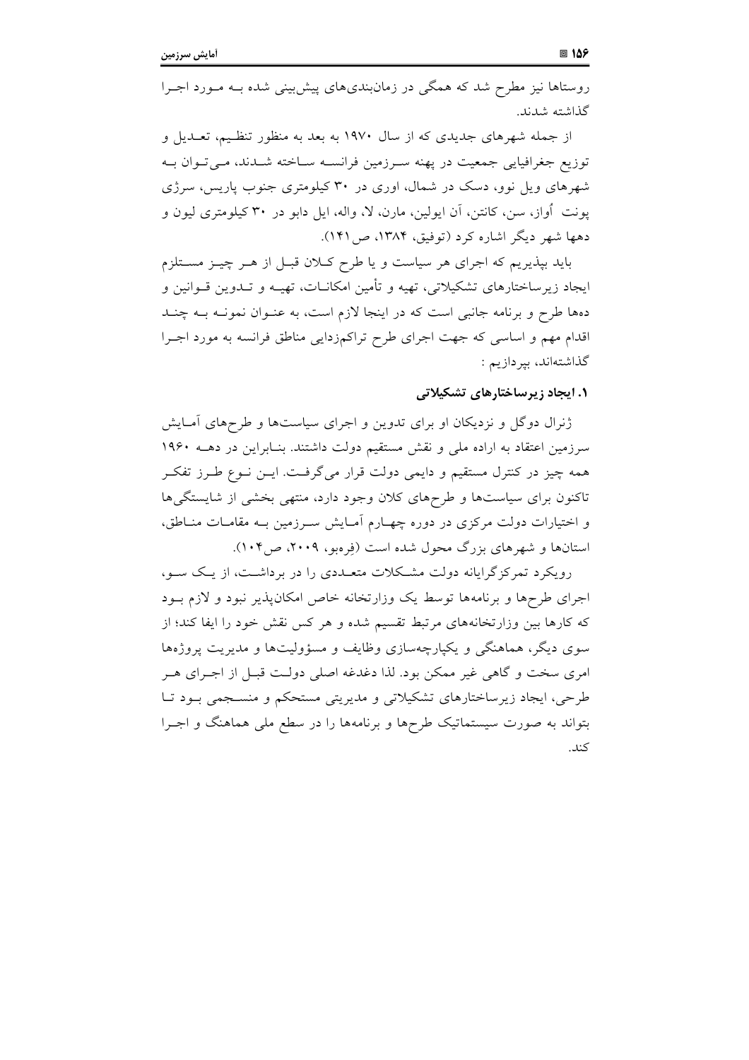روستاها نیز مطرح شد که همگی در زمان‌بندی‌های پیش‌بینی شده بـه مـورد اجـرا گذاشته شدند.

از جمله شهرهای جدیدی که از سال ۱۹۷۰ به بعد به منظور تنظـیم، تعـدیل و توزیع جغرافیایی جمعیت در پهنه سـرزمین فرانسـه سـاخته شـدند، مـی‌تـوان بـه شهرهای ویل نوو، دسک در شمال، اوری در ۳۰ کیلومتری جنوب پاریس، سرژی پونت اُواز، سن، کانتن، آن ایولین، مارن، لا، واله، ایل دابو در ۳۰ کیلومتری لیون و دهها شهر دیگر اشاره کرد (توفیق، ۱۳۸۴، ص۱۴۱).

باید بپذیریم که اجرای هر سیاست و یا طرح کـلان قبـل از هـر چیـز مسـتلزم ایجاد زیرساختارهای تشکیلاتی، تهیه و تأمین امکانـات، تهیـه و تـدوین قـوانین و دهها طرح و برنامه جانبی است که در اینجا لازم است، به عنـوان نمونـه بـه چنـد اقدام مهم و اساسی که جهت اجرای طرح تراکم‌زدایی مناطق فرانسه به مورد اجـرا گذاشته‌اند، بپردازیم :

### ۱. ایجاد زیرساختارهای تشکیلاتی

ژنرال دوگل و نزدیکان او برای تدوین و اجرای سیاست‌ها و طرح‌های آمـایش سرزمین اعتقاد به اراده ملی و نقش مستقیم دولت داشتند. بنـابراین در دهـه ۱۹۶۰ همه چیز در کنترل مستقیم و دایمی دولت قرار می‌گرفـت. ایـن نـوع طـرز تفکـر تاکنون برای سیاست‌ها و طرح‌های کلان وجود دارد، منتهی بخشی از شایستگی‌ها و اختیارات دولت مرکزی در دوره چهـارم آمـایش سـرزمین بـه مقامـات منـاطق، استان‌ها و شهرهای بزرگ محول شده است (فِره‌بو، ۲۰۰۹، ص۱۰۴).

رویکرد تمرکزگرایانه دولت مشـکلات متعـددی را در برداشـت، از یـک سـو، اجرای طرح‌ها و برنامه‌ها توسط یک وزارتخانه خاص امکان‌پذیر نبود و لازم بـود که کارها بین وزارتخانه‌های مرتبط تقسیم شده و هر کس نقش خود را ایفا کند؛ از سوی دیگر، هماهنگی و یکپارچه‌سازی وظایف و مسؤولیت‌ها و مدیریت پروژه‌ها امری سخت و گاهی غیر ممکن بود. لذا دغدغه اصلی دولـت قبـل از اجـرای هـر طرحی، ایجاد زیرساختارهای تشکیلاتی و مدیریتی مستحکم و منسـجمی بـود تـا بتواند به صورت سیستماتیک طرح‌ها و برنامه‌ها را در سطح ملی هماهنگ و اجـرا کند.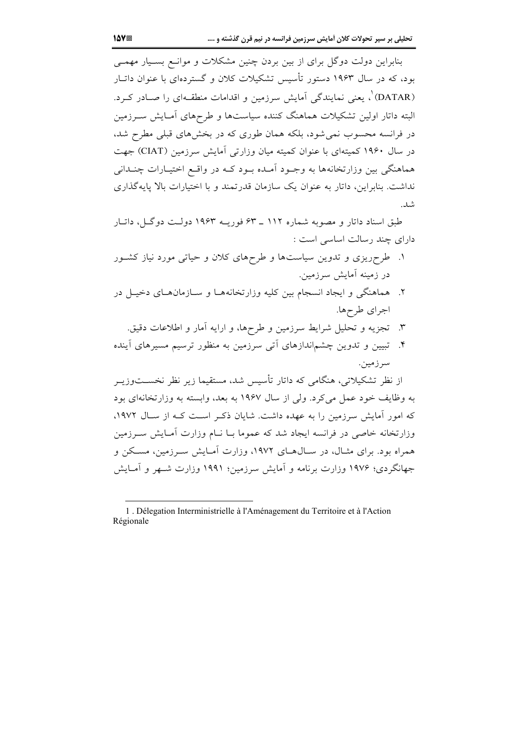بنابراین دولت دوگل برای از بین بردن چنین مشکلات و موانع بسیار مهمی بود، که در سال ۱۹۶۳ دستور تأسیس تشکیلات کلان و گسترده‌ای با عنوان داتار (DATAR)[1]، یعنی نمایندگی آمایش سرزمین و اقدامات منطقه‌ای را صادر کرد. البته داتار اولین تشکیلات هماهنگ کننده سیاست‌ها و طرح‌های آمایش سرزمین در فرانسه محسوب نمی‌شود، بلکه همان طوری که در بخش‌های قبلی مطرح شد، در سال ۱۹۶۰ کمیته‌ای با عنوان کمیته میان وزارتی آمایش سرزمین (CIAT) جهت هماهنگی بین وزارتخانه‌ها به وجود آمده بود که در واقع اختیارات چندانی نداشت. بنابراین، داتار به عنوان یک سازمان قدرتمند و با اختیارات بالا پایه‌گذاری شد.

طبق اسناد داتار و مصوبه شماره ۱۱۲ ـ ۶۳ فوریه ۱۹۶۳ دولت دوگل، داتار دارای چند رسالت اساسی است :

۱. طرح‌ریزی و تدوین سیاست‌ها و طرح‌های کلان و حیاتی مورد نیاز کشور در زمینه آمایش سرزمین.

۲. هماهنگی و ایجاد انسجام بین کلیه وزارتخانه‌ها و سازمان‌های دخیل در اجرای طرح‌ها.

۳. تجزیه و تحلیل شرایط سرزمین و طرح‌ها، و ارایه آمار و اطلاعات دقیق.

۴. تبیین و تدوین چشم‌اندازهای آتی سرزمین به منظور ترسیم مسیرهای آینده سرزمین.

از نظر تشکیلاتی، هنگامی که داتار تأسیس شد، مستقیما زیر نظر نخست‌وزیر به وظایف خود عمل می‌کرد. ولی از سال ۱۹۶۷ به بعد، وابسته به وزارتخانه‌ای بود که امور آمایش سرزمین را به عهده داشت. شایان ذکر است که از سال ۱۹۷۲، وزارتخانه خاصی در فرانسه ایجاد شد که عموما با نام وزارت آمایش سرزمین همراه بود. برای مثال، در سال‌های ۱۹۷۲، وزارت آمایش سرزمین، مسکن و جهانگردی؛ ۱۹۷۶ وزارت برنامه و آمایش سرزمین؛ ۱۹۹۱ وزارت شهر و آمایش

---

[1] . Délegation Interministrielle à l'Aménagement du Territoire et à l'Action Régionale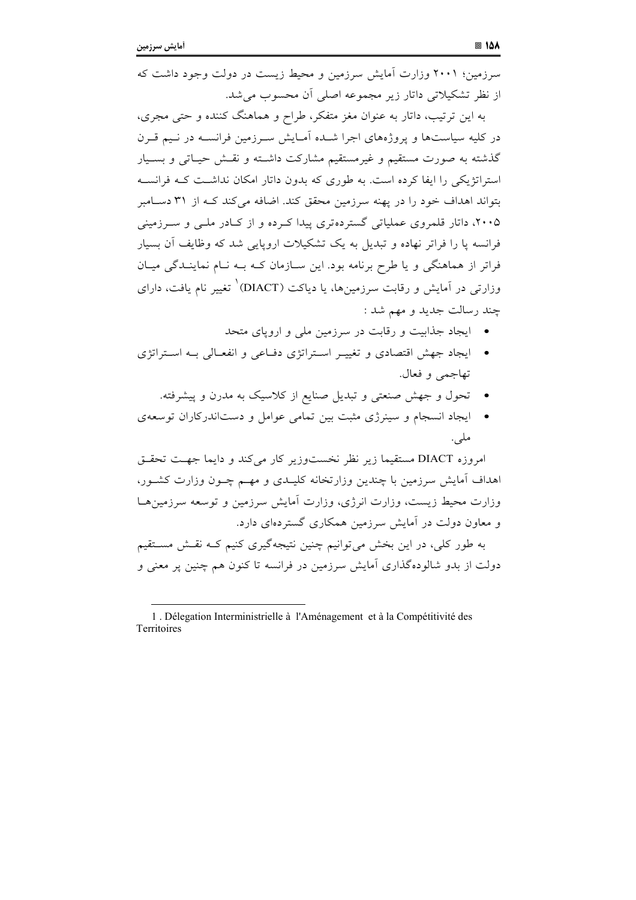سرزمین؛ ۲۰۰۱ وزارت آمایش سرزمین و محیط زیست در دولت وجود داشت که از نظر تشکیلاتی داتار زیر مجموعه اصلی آن محسوب می‌شد.

به این ترتیب، داتار به عنوان مغز متفکر، طراح و هماهنگ کننده و حتی مجری، در کلیه سیاست‌ها و پروژه‌های اجرا شده آمایش سرزمین فرانسه در نیم قرن گذشته به صورت مستقیم و غیرمستقیم مشارکت داشته و نقش حیاتی و بسیار استراتژیکی را ایفا کرده است. به طوری که بدون داتار امکان نداشت که فرانسه بتواند اهداف خود را در پهنه سرزمین محقق کند. اضافه می‌کند که از ۳۱ دسامبر ۲۰۰۵، داتار قلمروی عملیاتی گسترده‌تری پیدا کرده و از کادر ملی و سرزمینی فرانسه پا را فراتر نهاده و تبدیل به یک تشکیلات اروپایی شد که وظایف آن بسیار فراتر از هماهنگی و یا طرح برنامه بود. این سازمان که به نام نمایندگی میان وزارتی در آمایش و رقابت سرزمین‌ها، یا دیاکت (DIACT)[1] تغییر نام یافت، دارای چند رسالت جدید و مهم شد :

- ایجاد جذابیت و رقابت در سرزمین ملی و اروپای متحد
- ایجاد جهش اقتصادی و تغییر استراتژی دفاعی و انفعالی به استراتژی تهاجمی و فعال.
- تحول و جهش صنعتی و تبدیل صنایع از کلاسیک به مدرن و پیشرفته.
- ایجاد انسجام و سینرژی مثبت بین تمامی عوامل و دست‌اندرکاران توسعه‌ی ملی.

امروزه DIACT مستقیما زیر نظر نخست‌وزیر کار می‌کند و دایما جهت تحقق اهداف آمایش سرزمین با چندین وزارتخانه کلیدی و مهم چون وزارت کشور، وزارت محیط زیست، وزارت انرژی، وزارت آمایش سرزمین و توسعه سرزمین‌ها و معاون دولت در آمایش سرزمین همکاری گسترده‌ای دارد.

به طور کلی، در این بخش می‌توانیم چنین نتیجه‌گیری کنیم که نقش مستقیم دولت از بدو شالوده‌گذاری آمایش سرزمین در فرانسه تا کنون هم چنین پر معنی و

---

1 . Délegation Interministrielle à l'Aménagement et à la Compétitivité des Territoires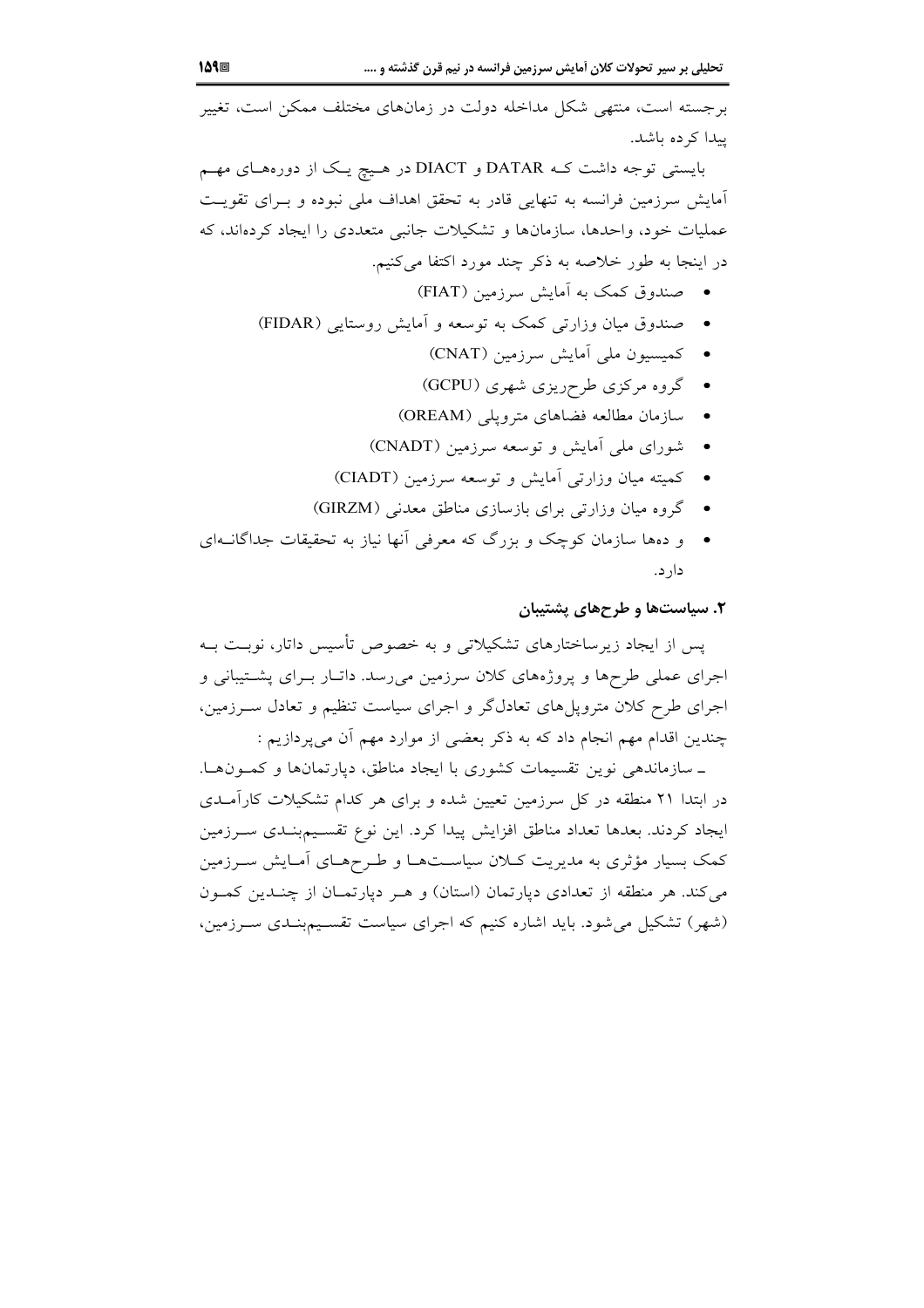برجسته است، منتهی شکل مداخله دولت در زمان‌های مختلف ممکن است، تغییر پیدا کرده باشد.

بایستی توجه داشت کـه DATAR و DIACT در هـیچ یـک از دوره‌هـای مهـم آمایش سرزمین فرانسه به تنهایی قادر به تحقق اهداف ملی نبوده و بـرای تقویـت عملیات خود، واحدها، سازمان‌ها و تشکیلات جانبی متعددی را ایجاد کرده‌اند، که در اینجا به طور خلاصه به ذکر چند مورد اکتفا می‌کنیم.

- صندوق کمک به آمایش سرزمین (FIAT)
- صندوق میان وزارتی کمک به توسعه و آمایش روستایی (FIDAR)
- کمیسیون ملی آمایش سرزمین (CNAT)
- گروه مرکزی طرح‌ریزی شهری (GCPU)
- سازمان مطالعه فضاهای متروپلی (OREAM)
- شورای ملی آمایش و توسعه سرزمین (CNADT)
- کمیته میان وزارتی آمایش و توسعه سرزمین (CIADT)
- گروه میان وزارتی برای بازسازی مناطق معدنی (GIRZM)
- و ده‌ها سازمان کوچک و بزرگ که معرفی آنها نیاز به تحقیقات جداگانـه‌ای دارد.

### ۲. سیاست‌ها و طرح‌های پشتیبان

پس از ایجاد زیرساختارهای تشکیلاتی و به خصوص تأسیس داتار، نوبـت بـه اجرای عملی طرح‌ها و پروژه‌های کلان سرزمین می‌رسد. داتـار بـرای پشـتیبانی و اجرای طرح کلان متروپل‌های تعادل‌گر و اجرای سیاست تنظیم و تعادل سـرزمین، چندین اقدام مهم انجام داد که به ذکر بعضی از موارد مهم آن می‌پردازیم :

ـ سازماندهی نوین تقسیمات کشوری با ایجاد مناطق، دپارتمان‌ها و کمـون‌هـا. در ابتدا ۲۱ منطقه در کل سرزمین تعیین شده و برای هر کدام تشکیلات کارآمـدی ایجاد کردند. بعدها تعداد مناطق افزایش پیدا کرد. این نوع تقسـیم‌بنـدی سـرزمین کمک بسیار مؤثری به مدیریت کـلان سیاسـت‌هـا و طـرح‌هـای آمـایش سـرزمین می‌کند. هر منطقه از تعدادی دپارتمان (استان) و هـر دپارتمـان از چنـدین کمـون (شهر) تشکیل می‌شود. باید اشاره کنیم که اجرای سیاست تقسـیم‌بنـدی سـرزمین،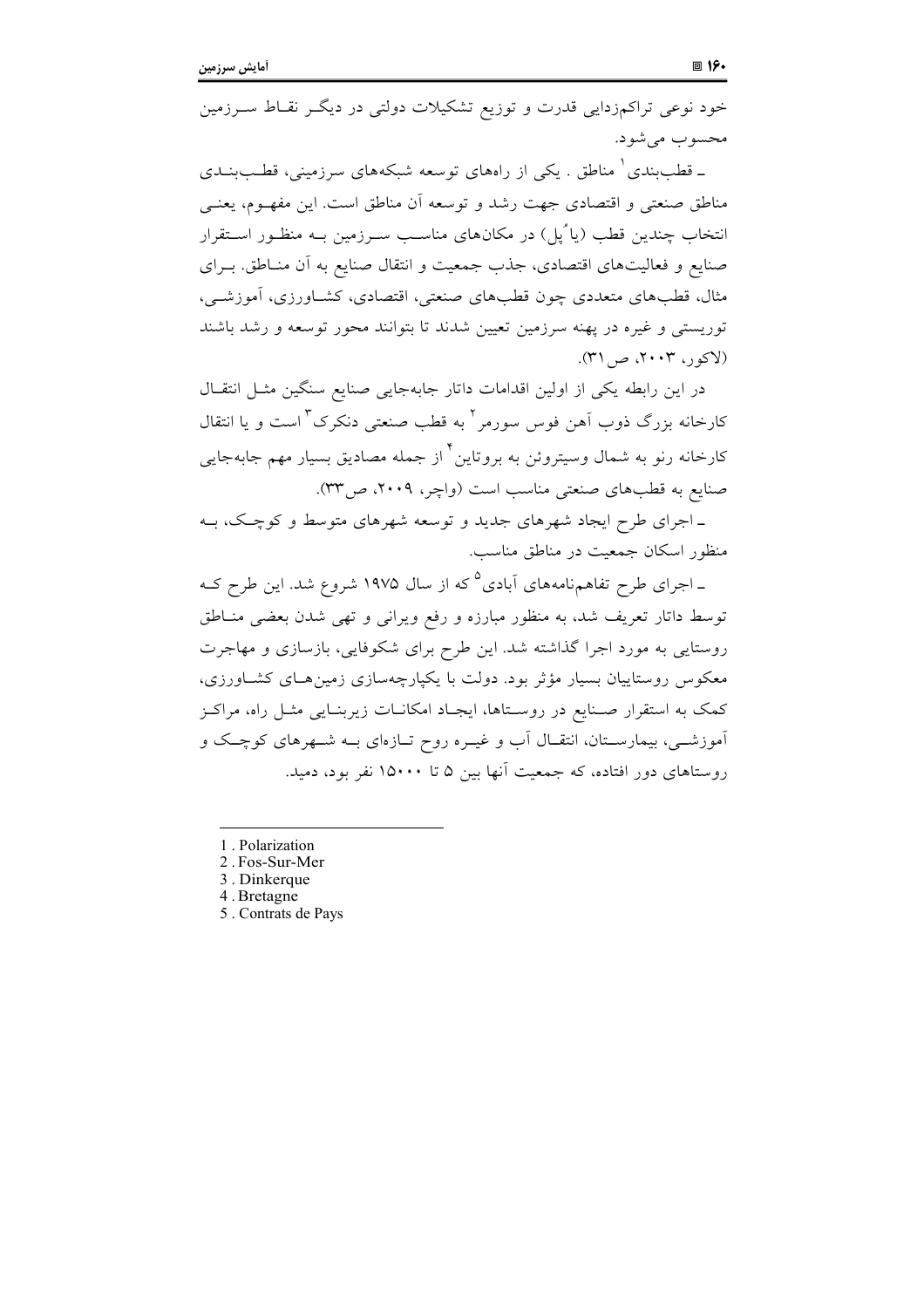خود نوعی تراکم‌زدایی قدرت و توزیع تشکیلات دولتی در دیگر نقاط سرزمین محسوب می‌شود.

ـ قطب‌بندی[1] مناطق . یکی از راههای توسعه شبکه‌های سرزمینی، قطب‌بندی مناطق صنعتی و اقتصادی جهت رشد و توسعه آن مناطق است. این مفهوم، یعنی انتخاب چندین قطب (یا پُل) در مکان‌های مناسب سرزمین به منظور استقرار صنایع و فعالیت‌های اقتصادی، جذب جمعیت و انتقال صنایع به آن مناطق. برای مثال، قطب‌های متعددی چون قطب‌های صنعتی، اقتصادی، کشاورزی، آموزشی، توریستی و غیره در پهنه سرزمین تعیین شدند تا بتوانند محور توسعه و رشد باشند (لاکور، ۲۰۰۳، ص ۳۱).

در این رابطه یکی از اولین اقدامات داتار جابه‌جایی صنایع سنگین مثل انتقال کارخانه بزرگ ذوب آهن فوس سورمر[2] به قطب صنعتی دنکرک[3] است و یا انتقال کارخانه رنو به شمال وسیتروئن به بروتاین[4] از جمله مصادیق بسیار مهم جابه‌جایی صنایع به قطب‌های صنعتی مناسب است (واچر، ۲۰۰۹، ص۳۳).

ـ اجرای طرح ایجاد شهرهای جدید و توسعه شهرهای متوسط و کوچک، به منظور اسکان جمعیت در مناطق مناسب.

ـ اجرای طرح تفاهم‌نامه‌های آبادی[5] که از سال ۱۹۷۵ شروع شد. این طرح که توسط داتار تعریف شد، به منظور مبارزه و رفع ویرانی و تهی شدن بعضی مناطق روستایی به مورد اجرا گذاشته شد. این طرح برای شکوفایی، بازسازی و مهاجرت معکوس روستاییان بسیار مؤثر بود. دولت با یکپارچه‌سازی زمین‌های کشاورزی، کمک به استقرار صنایع در روستاها، ایجاد امکانات زیربنایی مثل راه، مراکز آموزشی، بیمارستان، انتقال آب و غیره روح تازه‌ای به شهرهای کوچک و روستاهای دور افتاده، که جمعیت آنها بین ۵ تا ۱۵۰۰۰ نفر بود، دمید.

---

1 . Polarization
2 . Fos-Sur-Mer
3 . Dinkerque
4 . Bretagne
5 . Contrats de Pays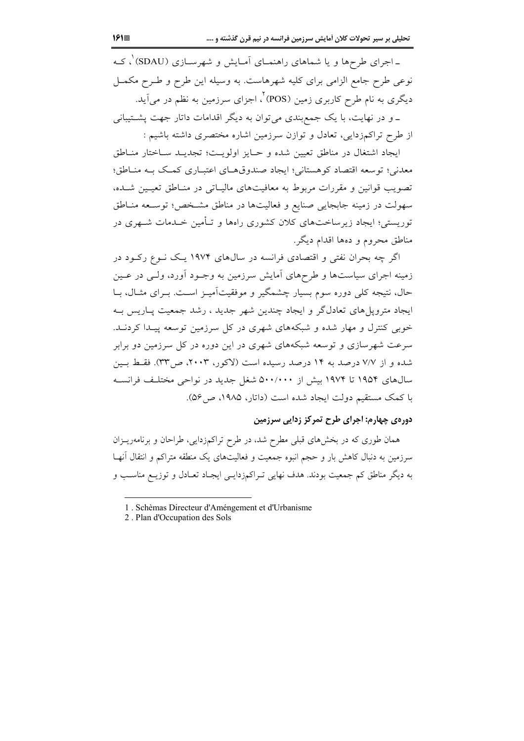ـ اجرای طرح‌ها و یا شماهای راهنمای آمایش و شهرسازی (SDAU)[1]، که نوعی طرح جامع الزامی برای کلیه شهرهاست. به وسیله این طرح و طرح مکمل دیگری به نام طرح کاربری زمین (POS)[2]، اجزای سرزمین به نظم در می‌آید.

ـ و در نهایت، با یک جمع‌بندی می‌توان به دیگر اقدامات داتار جهت پشتیبانی از طرح تراکم‌زدایی، تعادل و توازن سرزمین اشاره مختصری داشته باشیم :

ایجاد اشتغال در مناطق تعیین شده و حایز اولویت؛ تجدید ساختار مناطق معدنی؛ توسعه اقتصاد کوهستانی؛ ایجاد صندوق‌های اعتباری کمک به مناطق؛ تصویب قوانین و مقررات مربوط به معافیت‌های مالیاتی در مناطق تعیین شده، سهولت در زمینه جابجایی صنایع و فعالیت‌ها در مناطق مشخص؛ توسعه مناطق توریستی؛ ایجاد زیرساخت‌های کلان کشوری راه‌ها و تأمین خدمات شهری در مناطق محروم و ده‌ها اقدام دیگر.

اگر چه بحران نفتی و اقتصادی فرانسه در سال‌های ۱۹۷۴ یک نوع رکود در زمینه اجرای سیاست‌ها و طرح‌های آمایش سرزمین به وجود آورد، ولی در عین حال، نتیجه کلی دوره سوم بسیار چشمگیر و موفقیت‌آمیز است. برای مثال، با ایجاد متروپل‌های تعادل‌گر و ایجاد چندین شهر جدید ، رشد جمعیت پاریس به خوبی کنترل و مهار شده و شبکه‌های شهری در کل سرزمین توسعه پیدا کردند. سرعت شهرسازی و توسعه شبکه‌های شهری در این دوره در کل سرزمین دو برابر شده و از ۷/۷ درصد به ۱۴ درصد رسیده است (لاکور، ۲۰۰۳، ص۳۳). فقط بین سال‌های ۱۹۵۴ تا ۱۹۷۴ بیش از ۵۰۰/۰۰۰ شغل جدید در نواحی مختلف فرانسه با کمک مستقیم دولت ایجاد شده است (داتار، ۱۹۸۵، ص۵۶).

### دوره‌ی چهارم: اجرای طرح تمرکز زدایی سرزمین

همان طوری که در بخش‌های قبلی مطرح شد، در طرح تراکم‌زدایی، طراحان و برنامه‌ریزان سرزمین به دنبال کاهش بار و حجم انبوه جمعیت و فعالیت‌های یک منطقه متراکم و انتقال آنها به دیگر مناطق کم جمعیت بودند. هدف نهایی تراکم‌زدایی ایجاد تعادل و توزیع مناسب و

---

1 . Schèmas Directeur d'Aménġement et d'Urbanisme

2 . Plan d'Occupation des Sols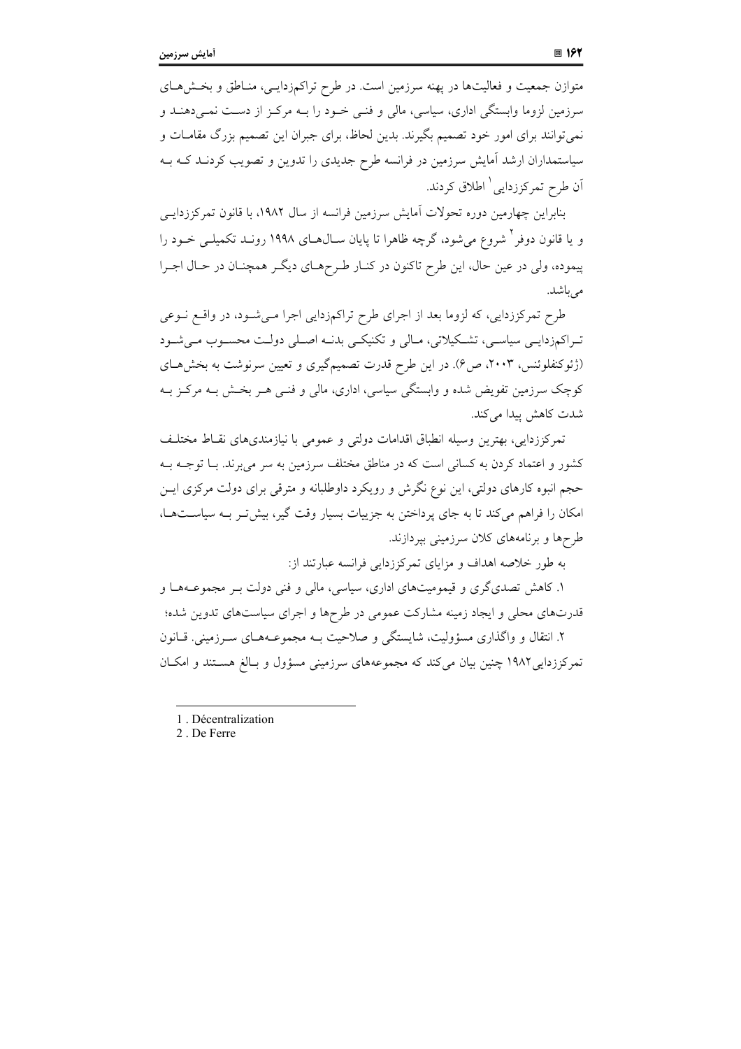متوازن جمعیت و فعالیت‌ها در پهنه سرزمین است. در طرح تراکم‌زدایی، مناطق و بخش‌های سرزمین لزوما وابستگی اداری، سیاسی، مالی و فنی خود را به مرکز از دست نمی‌دهند و نمی‌توانند برای امور خود تصمیم بگیرند. بدین لحاظ، برای جبران این تصمیم بزرگ مقامات و سیاستمداران ارشد آمایش سرزمین در فرانسه طرح جدیدی را تدوین و تصویب کردند که به آن طرح تمرکززدایی[1] اطلاق کردند.

بنابراین چهارمین دوره تحولات آمایش سرزمین فرانسه از سال ۱۹۸۲، با قانون تمرکززدایی و یا قانون دوفر[2] شروع می‌شود، گرچه ظاهرا تا پایان سال‌های ۱۹۹۸ روند تکمیلی خود را پیموده، ولی در عین حال، این طرح تاکنون در کنار طرح‌های دیگر همچنان در حال اجرا می‌باشد.

طرح تمرکززدایی، که لزوما بعد از اجرای طرح تراکم‌زدایی اجرا می‌شود، در واقع نوعی تراکم‌زدایی سیاسی، تشکیلاتی، مالی و تکنیکی بدنه اصلی دولت محسوب می‌شود (ژئوکنفلوئنس، ۲۰۰۳، ص۶). در این طرح قدرت تصمیم‌گیری و تعیین سرنوشت به بخش‌های کوچک سرزمین تفویض شده و وابستگی سیاسی، اداری، مالی و فنی هر بخش به مرکز به شدت کاهش پیدا می‌کند.

تمرکززدایی، بهترین وسیله انطباق اقدامات دولتی و عمومی با نیازمندی‌های نقاط مختلف کشور و اعتماد کردن به کسانی است که در مناطق مختلف سرزمین به سر می‌برند. با توجه به حجم انبوه کارهای دولتی، این نوع نگرش و رویکرد داوطلبانه و مترقی برای دولت مرکزی این امکان را فراهم می‌کند تا به جای پرداختن به جزییات بسیار وقت گیر، بیش‌تر به سیاست‌ها، طرح‌ها و برنامه‌های کلان سرزمینی بپردازند.

به طور خلاصه اهداف و مزایای تمرکززدایی فرانسه عبارتند از:

۱. کاهش تصدی‌گری و قیمومیت‌های اداری، سیاسی، مالی و فنی دولت بر مجموعه‌ها و قدرت‌های محلی و ایجاد زمینه مشارکت عمومی در طرح‌ها و اجرای سیاست‌های تدوین شده؛

۲. انتقال و واگذاری مسؤولیت، شایستگی و صلاحیت به مجموعه‌های سرزمینی. قانون تمرکززدایی ۱۹۸۲ چنین بیان می‌کند که مجموعه‌های سرزمینی مسؤول و بالغ هستند و امکان

---

1 . Décentralization

2 . De Ferre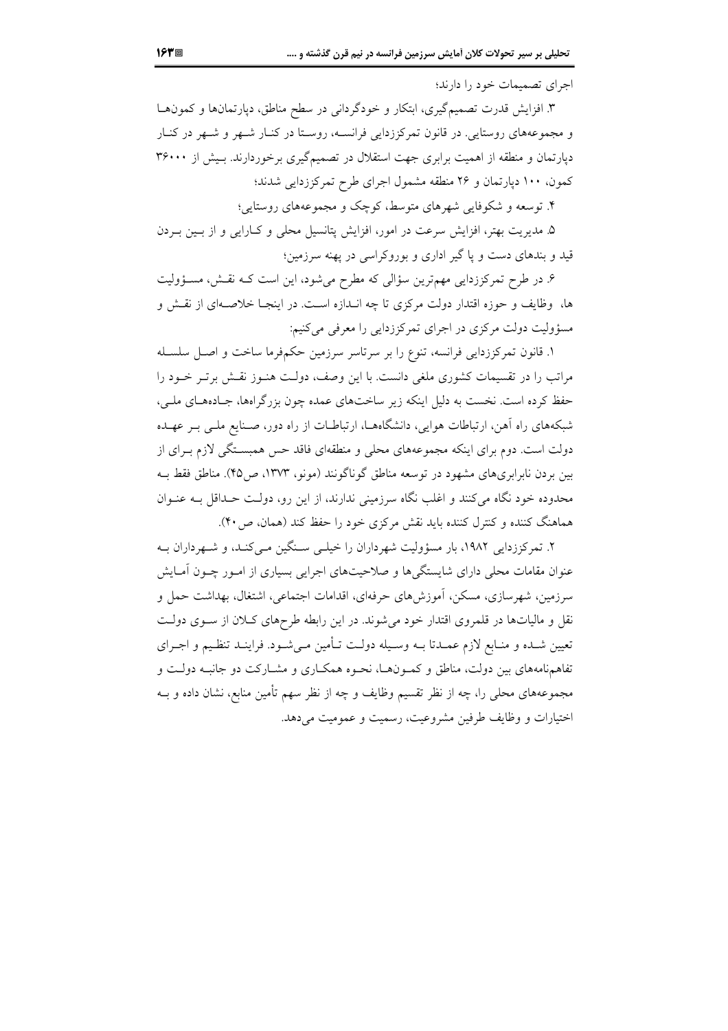اجرای تصمیمات خود را دارند؛

۳. افزایش قدرت تصمیم‌گیری، ابتکار و خودگردانی در سطح مناطق، دپارتمان‌ها و کمون‌ها و مجموعه‌های روستایی. در قانون تمرکززدایی فرانسه، روستا در کنار شهر و شهر در کنار دپارتمان و منطقه از اهمیت برابری جهت استقلال در تصمیم‌گیری برخوردارند. بیش از ۳۶۰۰۰ کمون، ۱۰۰ دپارتمان و ۲۶ منطقه مشمول اجرای طرح تمرکززدایی شدند؛

۴. توسعه و شکوفایی شهرهای متوسط، کوچک و مجموعه‌های روستایی؛

۵. مدیریت بهتر، افزایش سرعت در امور، افزایش پتانسیل محلی و کارایی و از بین بردن قید و بندهای دست و پا گیر اداری و بوروکراسی در پهنه سرزمین؛

۶. در طرح تمرکززدایی مهم‌ترین سؤالی که مطرح می‌شود، این است که نقش، مسؤولیت ها، وظایف و حوزه اقتدار دولت مرکزی تا چه اندازه است. در اینجا خلاصه‌ای از نقش و مسؤولیت دولت مرکزی در اجرای تمرکززدایی را معرفی می‌کنیم:

۱. قانون تمرکززدایی فرانسه، تنوع را بر سرتاسر سرزمین حکم‌فرما ساخت و اصل سلسله مراتب را در تقسیمات کشوری ملغی دانست. با این وصف، دولت هنوز نقش برتر خود را حفظ کرده است. نخست به دلیل اینکه زیر ساخت‌های عمده چون بزرگراه‌ها، جاده‌های ملی، شبکه‌های راه آهن، ارتباطات هوایی، دانشگاه‌ها، ارتباطات از راه دور، صنایع ملی بر عهده دولت است. دوم برای اینکه مجموعه‌های محلی و منطقه‌ای فاقد حس همبستگی لازم برای از بین بردن نابرابری‌های مشهود در توسعه مناطق گوناگونند (مونو، ۱۳۷۳، ص۴۵). مناطق فقط به محدوده خود نگاه می‌کنند و اغلب نگاه سرزمینی ندارند، از این رو، دولت حداقل به عنوان هماهنگ کننده و کنترل کننده باید نقش مرکزی خود را حفظ کند (همان، ص۴۰).

۲. تمرکززدایی ۱۹۸۲، بار مسؤولیت شهرداران را خیلی سنگین می‌کند، و شهرداران به عنوان مقامات محلی دارای شایستگی‌ها و صلاحیت‌های اجرایی بسیاری از امور چون آمایش سرزمین، شهرسازی، مسکن، آموزش‌های حرفه‌ای، اقدامات اجتماعی، اشتغال، بهداشت حمل و نقل و مالیات‌ها در قلمروی اقتدار خود می‌شوند. در این رابطه طرح‌های کلان از سوی دولت تعیین شده و منابع لازم عمدتا به وسیله دولت تأمین می‌شود. فرایند تنظیم و اجرای تفاهم‌نامه‌های بین دولت، مناطق و کمون‌ها، نحوه همکاری و مشارکت دو جانبه دولت و مجموعه‌های محلی را، چه از نظر تقسیم وظایف و چه از نظر سهم تأمین منابع، نشان داده و به اختیارات و وظایف طرفین مشروعیت، رسمیت و عمومیت می‌دهد.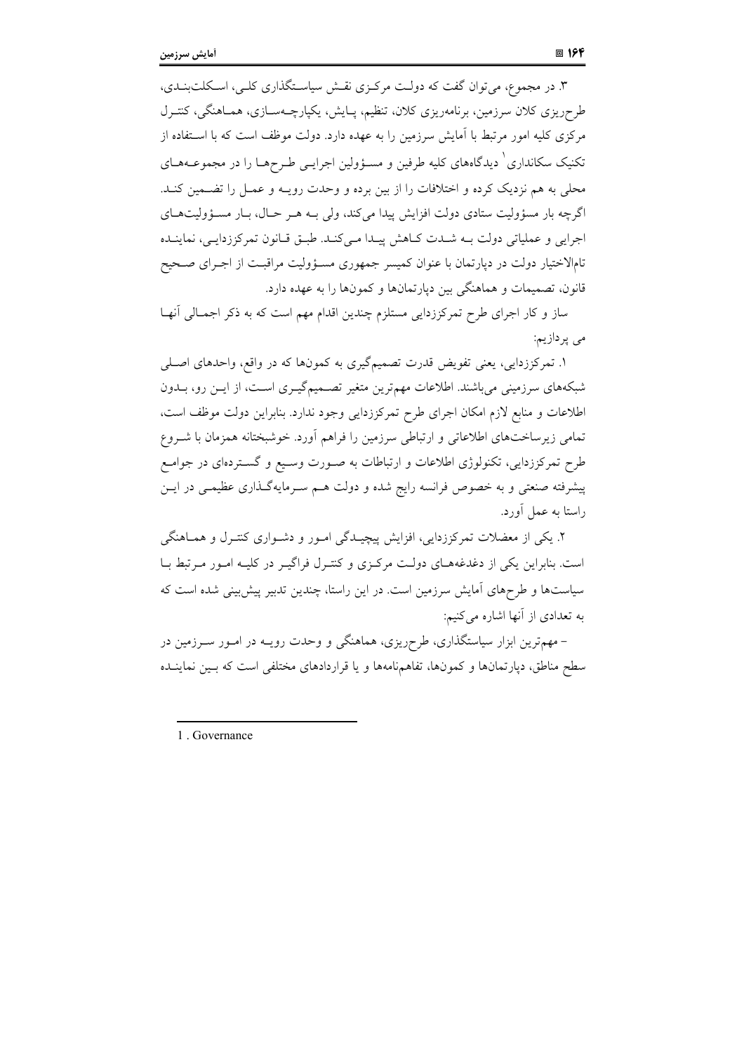۳. در مجموع، می‌توان گفت که دولت مرکزی نقش سیاستگذاری کلی، اسکلت‌بندی، طرح‌ریزی کلان سرزمین، برنامه‌ریزی کلان، تنظیم، پایش، یکپارچه‌سازی، هماهنگی، کنترل مرکزی کلیه امور مرتبط با آمایش سرزمین را به عهده دارد. دولت موظف است که با استفاده از تکنیک سکانداری[1] دیدگاه‌های کلیه طرفین و مسؤولین اجرایی طرح‌ها را در مجموعه‌های محلی به هم نزدیک کرده و اختلافات را از بین برده و وحدت رویه و عمل را تضمین کند. اگرچه بار مسؤولیت ستادی دولت افزایش پیدا می‌کند، ولی به هر حال، بار مسؤولیت‌های اجرایی و عملیاتی دولت به شدت کاهش پیدا می‌کند. طبق قانون تمرکززدایی، نماینده تام‌الاختیار دولت در دپارتمان با عنوان کمیسر جمهوری مسؤولیت مراقبت از اجرای صحیح قانون، تصمیمات و هماهنگی بین دپارتمان‌ها و کمون‌ها را به عهده دارد.

ساز و کار اجرای طرح تمرکززدایی مستلزم چندین اقدام مهم است که به ذکر اجمالی آنها می پردازیم:

۱. تمرکززدایی، یعنی تفویض قدرت تصمیم‌گیری به کمون‌ها که در واقع، واحدهای اصلی شبکه‌های سرزمینی می‌باشند. اطلاعات مهم‌ترین متغیر تصمیم‌گیری است، از این رو، بدون اطلاعات و منابع لازم امکان اجرای طرح تمرکززدایی وجود ندارد. بنابراین دولت موظف است، تمامی زیرساخت‌های اطلاعاتی و ارتباطی سرزمین را فراهم آورد. خوشبختانه همزمان با شروع طرح تمرکززدایی، تکنولوژی اطلاعات و ارتباطات به صورت وسیع و گسترده‌ای در جوامع پیشرفته صنعتی و به خصوص فرانسه رایج شده و دولت هم سرمایه‌گذاری عظیمی در این راستا به عمل آورد.

۲. یکی از معضلات تمرکززدایی، افزایش پیچیدگی امور و دشواری کنترل و هماهنگی است. بنابراین یکی از دغدغه‌های دولت مرکزی و کنترل فراگیر در کلیه امور مرتبط با سیاست‌ها و طرح‌های آمایش سرزمین است. در این راستا، چندین تدبیر پیش‌بینی شده است که به تعدادی از آنها اشاره می‌کنیم:

– مهم‌ترین ابزار سیاستگذاری، طرح‌ریزی، هماهنگی و وحدت رویه در امور سرزمین در سطح مناطق، دپارتمان‌ها و کمون‌ها، تفاهم‌نامه‌ها و یا قراردادهای مختلفی است که بین نماینده

---

1 . Governance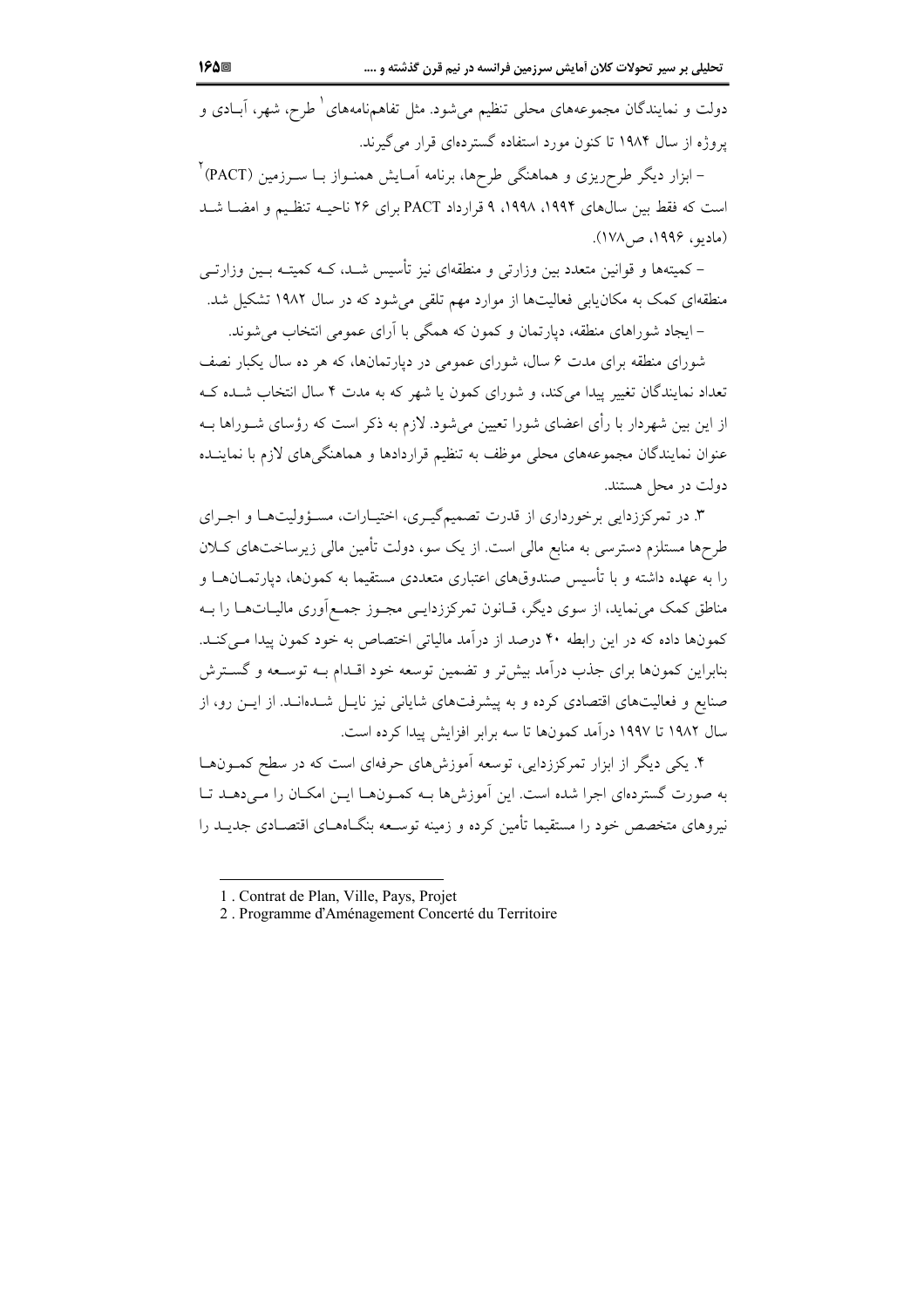دولت و نمایندگان مجموعه‌های محلی تنظیم می‌شود. مثل تفاهم‌نامه‌های[1] طرح، شهر، آبادی و پروژه از سال ۱۹۸۴ تا کنون مورد استفاده گسترده‌ای قرار می‌گیرند.

– ابزار دیگر طرح‌ریزی و هماهنگی طرح‌ها، برنامه آمایش همنواز با سرزمین (PACT)[2] است که فقط بین سال‌های ۱۹۹۴، ۱۹۹۸، ۹ قرارداد PACT برای ۲۶ ناحیه تنظیم و امضا شد (مادیو، ۱۹۹۶، ص۱۷۸).

– کمیته‌ها و قوانین متعدد بین وزارتی و منطقه‌ای نیز تأسیس شد، کـه کمیتـه بـین وزارتـی منطقه‌ای کمک به مکان‌یابی فعالیت‌ها از موارد مهم تلقی می‌شود که در سال ۱۹۸۲ تشکیل شد.

– ایجاد شوراهای منطقه، دپارتمان و کمون که همگی با آرای عمومی انتخاب می‌شوند.

شورای منطقه برای مدت ۶ سال، شورای عمومی در دپارتمان‌ها، که هر ده سال یکبار نصف تعداد نمایندگان تغییر پیدا می‌کند، و شورای کمون یا شهر که به مدت ۴ سال انتخاب شـده کـه از این بین شهردار با رأی اعضای شورا تعیین می‌شود. لازم به ذکر است که رؤسای شـوراها بـه عنوان نمایندگان مجموعه‌های محلی موظف به تنظیم قراردادها و هماهنگی‌های لازم با نماینـده دولت در محل هستند.

۳. در تمرکززدایی برخورداری از قدرت تصمیم‌گیـری، اختیـارات، مسـؤولیت‌هـا و اجـرای طرح‌ها مستلزم دسترسی به منابع مالی است. از یک سو، دولت تأمین مالی زیرساخت‌های کـلان را به عهده داشته و با تأسیس صندوق‌های اعتباری متعددی مستقیما به کمون‌ها، دپارتمـان‌هـا و مناطق کمک می‌نماید، از سوی دیگر، قـانون تمرکززدایـی مجـوز جمـع‌آوری مالیـات‌هـا را بـه کمون‌ها داده که در این رابطه ۴۰ درصد از درآمد مالیاتی اختصاص به خود کمون پیدا مـی‌کنـد. بنابراین کمون‌ها برای جذب درآمد بیش‌تر و تضمین توسعه خود اقـدام بـه توسـعه و گسـترش صنایع و فعالیت‌های اقتصادی کرده و به پیشرفت‌های شایانی نیز نایـل شـده‌انـد. از ایـن رو، از سال ۱۹۸۲ تا ۱۹۹۷ درآمد کمون‌ها تا سه برابر افزایش پیدا کرده است.

۴. یکی دیگر از ابزار تمرکززدایی، توسعه آموزش‌های حرفه‌ای است که در سطح کمـون‌هـا به صورت گسترده‌ای اجرا شده است. این آموزش‌ها بـه کمـون‌هـا ایـن امکـان را مـی‌دهـد تـا نیروهای متخصص خود را مستقیما تأمین کرده و زمینه توسـعه بنگـاه‌هـای اقتصـادی جدیـد را

---

1 . Contrat de Plan, Ville, Pays, Projet

2 . Programme d'Aménagement Concerté du Territoire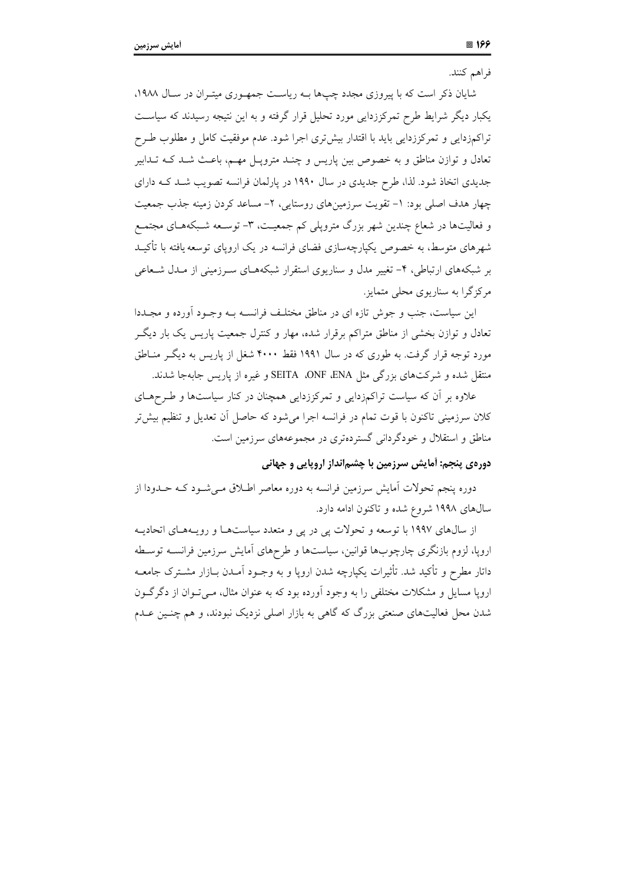فراهم کنند.

شایان ذکر است که با پیروزی مجدد چپ‌ها به ریاست جمهوری میتران در سال ۱۹۸۸، یکبار دیگر شرایط طرح تمرکززدایی مورد تحلیل قرار گرفته و به این نتیجه رسیدند که سیاست تراکم‌زدایی و تمرکززدایی باید با اقتدار بیش‌تری اجرا شود. عدم موفقیت کامل و مطلوب طرح تعادل و توازن مناطق و به خصوص بین پاریس و چند متروپل مهم، باعث شد که تدابیر جدیدی اتخاذ شود. لذا، طرح جدیدی در سال ۱۹۹۰ در پارلمان فرانسه تصویب شد که دارای چهار هدف اصلی بود: ۱- تقویت سرزمین‌های روستایی، ۲- مساعد کردن زمینه جذب جمعیت و فعالیت‌ها در شعاع چندین شهر بزرگ متروپلی کم جمعیت، ۳- توسعه شبکه‌های مجتمع شهرهای متوسط، به خصوص یکپارچه‌سازی فضای فرانسه در یک اروپای توسعه یافته با تأکید بر شبکه‌های ارتباطی، ۴- تغییر مدل و سناریوی استقرار شبکه‌های سرزمینی از مدل شعاعی مرکزگرا به سناریوی محلی متمایز.

این سیاست، جنب و جوش تازه ای در مناطق مختلف فرانسه به وجود آورده و مجددا تعادل و توازن بخشی از مناطق متراکم برقرار شده، مهار و کنترل جمعیت پاریس یک بار دیگر مورد توجه قرار گرفت. به طوری که در سال ۱۹۹۱ فقط ۴۰۰۰ شغل از پاریس به دیگر مناطق منتقل شده و شرکت‌های بزرگی مثل ENA، ONF، SEITA و غیره از پاریس جابه‌جا شدند.

علاوه بر آن که سیاست تراکم‌زدایی و تمرکززدایی همچنان در کنار سیاست‌ها و طرح‌های کلان سرزمینی تاکنون با قوت تمام در فرانسه اجرا می‌شود که حاصل آن تعدیل و تنظیم بیش‌تر مناطق و استقلال و خودگردانی گسترده‌تری در مجموعه‌های سرزمین است.

**دوره‌ی پنجم: آمایش سرزمین با چشم‌انداز اروپایی و جهانی**

دوره پنجم تحولات آمایش سرزمین فرانسه به دوره معاصر اطلاق می‌شود که حدودا از سال‌های ۱۹۹۸ شروع شده و تاکنون ادامه دارد.

از سال‌های ۱۹۹۷ با توسعه و تحولات پی در پی و متعدد سیاست‌ها و رویه‌های اتحادیه اروپا، لزوم بازنگری چارچوب‌ها قوانین، سیاست‌ها و طرح‌های آمایش سرزمین فرانسه توسط داتار مطرح و تأکید شد. تأثیرات یکپارچه شدن اروپا و به وجود آمدن بازار مشترک جامعه اروپا مسایل و مشکلات مختلفی را به وجود آورده بود که به عنوان مثال، می‌توان از دگرگون شدن محل فعالیت‌های صنعتی بزرگ که گاهی به بازار اصلی نزدیک نبودند، و هم چنین عدم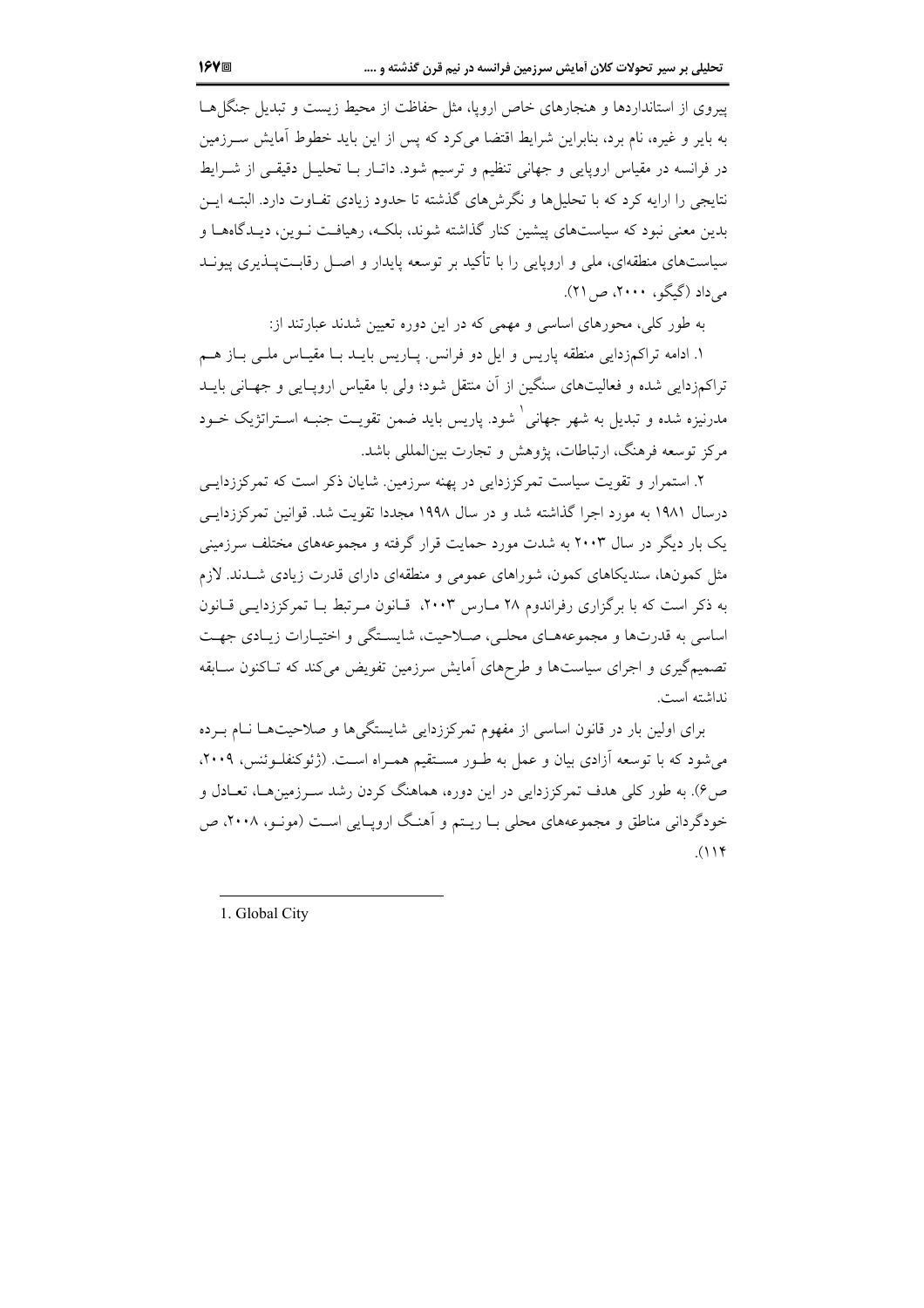پیروی از استانداردها و هنجارهای خاص اروپا، مثل حفاظت از محیط زیست و تبدیل جنگل‌ها به بایر و غیره، نام برد، بنابراین شرایط اقتضا می‌کرد که پس از این باید خطوط آمایش سرزمین در فرانسه در مقیاس اروپایی و جهانی تنظیم و ترسیم شود. داتار با تحلیل دقیقی از شرایط نتایجی را ارایه کرد که با تحلیل‌ها و نگرش‌های گذشته تا حدود زیادی تفاوت دارد. البته این بدین معنی نبود که سیاست‌های پیشین کنار گذاشته شوند، بلکه، رهیافت نوین، دیدگاه‌ها و سیاست‌های منطقه‌ای، ملی و اروپایی را با تأکید بر توسعه پایدار و اصل رقابت‌پذیری پیوند می‌داد (گیگو، ۲۰۰۰، ص ۲۱).

به طور کلی، محورهای اساسی و مهمی که در این دوره تعیین شدند عبارتند از:

۱. ادامه تراکم‌زدایی منطقه پاریس و ایل دو فرانس. پاریس باید با مقیاس ملی باز هم تراکم‌زدایی شده و فعالیت‌های سنگین از آن منتقل شود؛ ولی با مقیاس اروپایی و جهانی باید مدرنیزه شده و تبدیل به شهر جهانی[1] شود. پاریس باید ضمن تقویت جنبه استراتژیک خود مرکز توسعه فرهنگ، ارتباطات، پژوهش و تجارت بین‌المللی باشد.

۲. استمرار و تقویت سیاست تمرکززدایی در پهنه سرزمین. شایان ذکر است که تمرکززدایی درسال ۱۹۸۱ به مورد اجرا گذاشته شد و در سال ۱۹۹۸ مجددا تقویت شد. قوانین تمرکززدایی یک بار دیگر در سال ۲۰۰۳ به شدت مورد حمایت قرار گرفته و مجموعه‌های مختلف سرزمینی مثل کمون‌ها، سندیکاهای کمون، شوراهای عمومی و منطقه‌ای دارای قدرت زیادی شدند. لازم به ذکر است که با برگزاری رفراندوم ۲۸ مارس ۲۰۰۳، قانون مرتبط با تمرکززدایی قانون اساسی به قدرت‌ها و مجموعه‌های محلی، صلاحیت، شایستگی و اختیارات زیادی جهت تصمیم‌گیری و اجرای سیاست‌ها و طرح‌های آمایش سرزمین تفویض می‌کند که تاکنون سابقه نداشته است.

برای اولین بار در قانون اساسی از مفهوم تمرکززدایی شایستگی‌ها و صلاحیت‌ها نام برده می‌شود که با توسعه آزادی بیان و عمل به طور مستقیم همراه است. (ژئوکنفلوئنس، ۲۰۰۹، ص۶). به طور کلی هدف تمرکززدایی در این دوره، هماهنگ کردن رشد سرزمین‌ها، تعادل و خودگردانی مناطق و مجموعه‌های محلی با ریتم و آهنگ اروپایی است (مونو، ۲۰۰۸، ص ۱۱۴).

---

1. Global City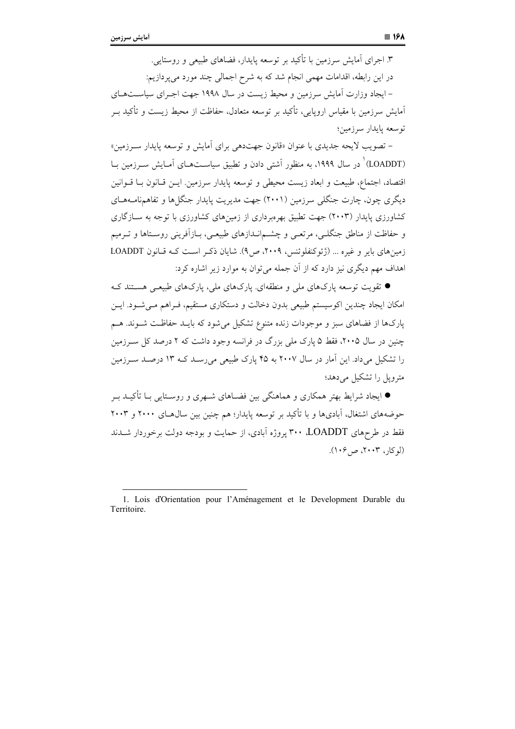۳. اجرای آمایش سرزمین با تأکید بر توسعه پایدار، فضاهای طبیعی و روستایی.

در این رابطه، اقدامات مهمی انجام شد که به شرح اجمالی چند مورد می‌پردازیم:

– ایجاد وزارت آمایش سرزمین و محیط زیست در سال ۱۹۹۸ جهت اجرای سیاست‌های آمایش سرزمین با مقیاس اروپایی، تأکید بر توسعه متعادل، حفاظت از محیط زیست و تأکید بر توسعه پایدار سرزمین؛

– تصویب لایحه جدیدی با عنوان «قانون جهت‌دهی برای آمایش و توسعه پایدار سرزمین» (LOADDT)[1] در سال ۱۹۹۹، به منظور آشتی دادن و تطبیق سیاست‌های آمایش سرزمین با اقتصاد، اجتماع، طبیعت و ابعاد زیست محیطی و توسعه پایدار سرزمین. این قانون با قوانین دیگری چون، چارت جنگلی سرزمین (۲۰۰۱) جهت مدیریت پایدار جنگل‌ها و تفاهم‌نامه‌های کشاورزی پایدار (۲۰۰۳) جهت تطبیق بهره‌برداری از زمین‌های کشاورزی با توجه به سازگاری و حفاظت از مناطق جنگلی، مرتعی و چشم‌اندازهای طبیعی، بازآفرینی روستاها و ترمیم زمین‌های بایر و غیره ... (ژئوکنفلوئنس، ۲۰۰۹، ص۹). شایان ذکر است که قانون LOADDT اهداف مهم دیگری نیز دارد که از آن جمله می‌توان به موارد زیر اشاره کرد:

- تقویت توسعه پارک‌های ملی و منطقه‌ای. پارک‌های ملی، پارک‌های طبیعی هستند که امکان ایجاد چندین اکوسیستم طبیعی بدون دخالت و دستکاری مستقیم، فراهم می‌شود. این پارک‌ها از فضاهای سبز و موجودات زنده متنوع تشکیل می‌شود که باید حفاظت شوند. هم چنین در سال ۲۰۰۵، فقط ۵ پارک ملی بزرگ در فرانسه وجود داشت که ۲ درصد کل سرزمین را تشکیل می‌داد. این آمار در سال ۲۰۰۷ به ۴۵ پارک طبیعی می‌رسد که ۱۳ درصد سرزمین متروپل را تشکیل می‌دهد؛
- ایجاد شرایط بهتر همکاری و هماهنگی بین فضاهای شهری و روستایی با تأکید بر حوضه‌های اشتغال، آبادی‌ها و با تأکید بر توسعه پایدار؛ هم چنین بین سال‌های ۲۰۰۰ و ۲۰۰۳ فقط در طرح‌های LOADDT، ۳۰۰ پروژه آبادی، از حمایت و بودجه دولت برخوردار شدند (لوکار، ۲۰۰۳، ص۱۰۶).

---

1. Lois d'Orientation pour l'Aménagement et le Development Durable du Territoire.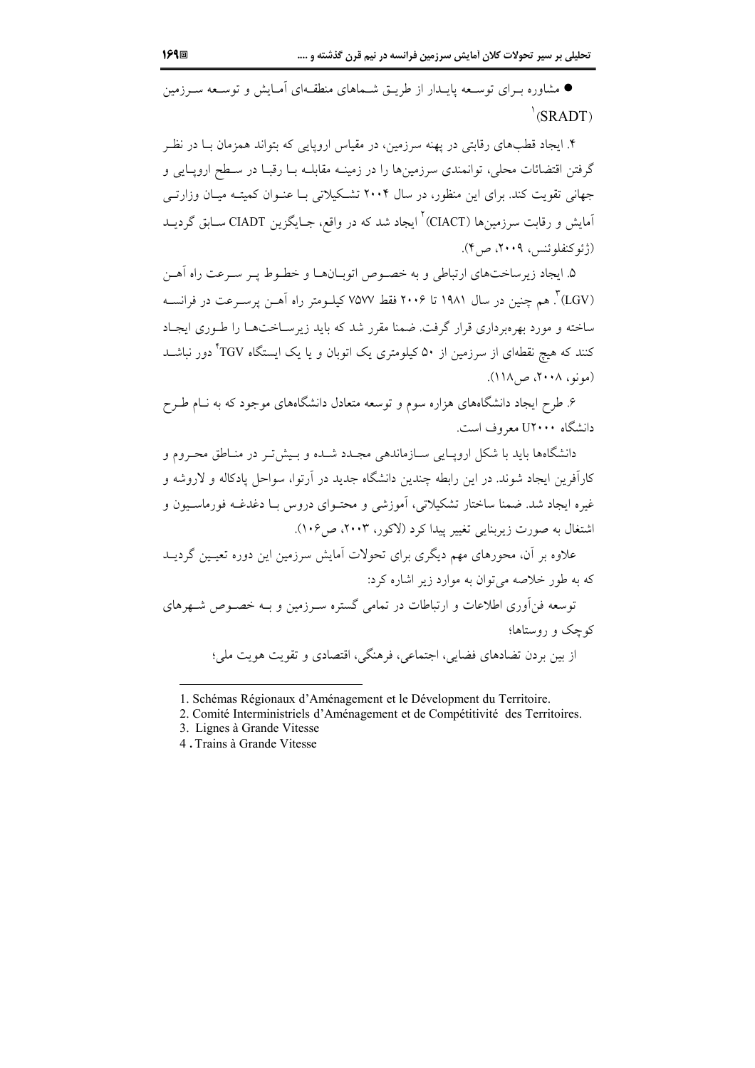● مشاوره بـرای توسـعه پایـدار از طریـق شـماهای منطقـه‌ای آمـایش و توسـعه سـرزمین (SRADT)[1]

۴. ایجاد قطب‌های رقابتی در پهنه سرزمین، در مقیاس اروپایی که بتواند همزمان بـا در نظـر گرفتن اقتضائات محلی، توانمندی سرزمین‌ها را در زمینـه مقابلـه بـا رقبـا در سـطح اروپـایی و جهانی تقویت کند. برای این منظور، در سال ۲۰۰۴ تشـکیلاتی بـا عنـوان کمیتـه میـان وزارتـی آمایش و رقابت سرزمین‌ها (CIACT)[2] ایجاد شد که در واقع، جـایگزین CIADT سـابق گردیـد (ژئوکنفلوئنس، ۲۰۰۹، ص۴).

۵. ایجاد زیرساخت‌های ارتباطی و به خصـوص اتوبـان‌هـا و خطـوط پـر سـرعت راه آهـن (LGV)[3]. هم چنین در سال ۱۹۸۱ تا ۲۰۰۶ فقط ۷۵۷۷ کیلـومتر راه آهـن پرسـرعت در فرانسـه ساخته و مورد بهره‌برداری قرار گرفت. ضمنا مقرر شد که باید زیرسـاخت‌هـا را طـوری ایجـاد کنند که هیچ نقطه‌ای از سرزمین از ۵۰ کیلومتری یک اتوبان و یا یک ایستگاه TGV[4] دور نباشـد (مونو، ۲۰۰۸، ص۱۱۸).

۶. طرح ایجاد دانشگاه‌های هزاره سوم و توسعه متعادل دانشگاه‌های موجود که به نـام طـرح دانشگاه U۲۰۰۰ معروف است.

دانشگاه‌ها باید با شکل اروپـایی سـازماندهی مجـدد شـده و بـیش‌تـر در منـاطق محـروم و کارآفرین ایجاد شوند. در این رابطه چندین دانشگاه جدید در آرتوا، سواحل پادکاله و لاروشه و غیره ایجاد شد. ضمنا ساختار تشکیلاتی، آموزشی و محتـوای دروس بـا دغدغـه فورماسـیون و اشتغال به صورت زیربنایی تغییر پیدا کرد (لاکور، ۲۰۰۳، ص۱۰۶).

علاوه بر آن، محورهای مهم دیگری برای تحولات آمایش سرزمین این دوره تعیـین گردیـد که به طور خلاصه می‌توان به موارد زیر اشاره کرد:

توسعه فن‌آوری اطلاعات و ارتباطات در تمامی گستره سـرزمین و بـه خصـوص شـهرهای کوچک و روستاها؛

از بین بردن تضادهای فضایی، اجتماعی، فرهنگی، اقتصادی و تقویت هویت ملی؛

---

1. Schémas Régionaux d'Aménagement et le Dévelopment du Territoire.
2. Comité Interministriels d'Aménagement et de Compétitivité des Territoires.
3. Lignes à Grande Vitesse
4. Trains à Grande Vitesse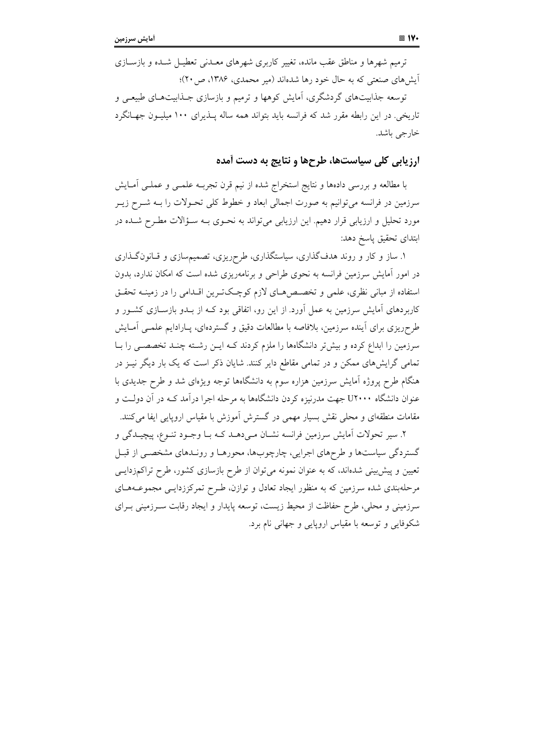ترمیم شهرها و مناطق عقب مانده، تغییر کاربری شهرهای معدنی تعطیل شده و بازسازی آیش‌های صنعتی که به حال خود رها شده‌اند (میر محمدی، ۱۳۸۶، ص۲۰)؛

توسعه جذابیت‌های گردشگری، آمایش کوهها و ترمیم و بازسازی جذابیت‌های طبیعی و تاریخی. در این رابطه مقرر شد که فرانسه باید بتواند همه ساله پذیرای ۱۰۰ میلیون جهانگرد خارجی باشد.

## ارزیابی کلی سیاست‌ها، طرح‌ها و نتایج به دست آمده

با مطالعه و بررسی داده‌ها و نتایج استخراج شده از نیم قرن تجربه علمی و عملی آمایش سرزمین در فرانسه می‌توانیم به صورت اجمالی ابعاد و خطوط کلی تحولات را به شرح زیر مورد تحلیل و ارزیابی قرار دهیم. این ارزیابی می‌تواند به نحوی به سؤالات مطرح شده در ابتدای تحقیق پاسخ دهد:

۱. ساز و کار و روند هدف‌گذاری، سیاستگذاری، طرح‌ریزی، تصمیم‌سازی و قانون‌گذاری در امور آمایش سرزمین فرانسه به نحوی طراحی و برنامه‌ریزی شده است که امکان ندارد، بدون استفاده از مبانی نظری، علمی و تخصص‌های لازم کوچک‌ترین اقدامی را در زمینه تحقق کاربردهای آمایش سرزمین به عمل آورد. از این رو، اتفاقی بود که از بدو بازسازی کشور و طرح‌ریزی برای آینده سرزمین، بلافاصله با مطالعات دقیق و گسترده‌ای، پارادایم علمی آمایش سرزمین را ابداع کرده و بیش‌تر دانشگاه‌ها را ملزم کردند که این رشته چند تخصصی را با تمامی گرایش‌های ممکن و در تمامی مقاطع دایر کنند. شایان ذکر است که یک بار دیگر نیز در هنگام طرح پروژه آمایش سرزمین هزاره سوم به دانشگاه‌ها توجه ویژه‌ای شد و طرح جدیدی با عنوان دانشگاه U۲۰۰۰ جهت مدرنیزه کردن دانشگاه‌ها به مرحله اجرا درآمد که در آن دولت و مقامات منطقه‌ای و محلی نقش بسیار مهمی در گسترش آموزش با مقیاس اروپایی ایفا می‌کنند.

۲. سیر تحولات آمایش سرزمین فرانسه نشان می‌دهد که با وجود تنوع، پیچیدگی و گستردگی سیاست‌ها و طرح‌های اجرایی، چارچوب‌ها، محورها و روندهای مشخصی از قبل تعیین و پیش‌بینی شده‌اند، که به عنوان نمونه می‌توان از طرح بازسازی کشور، طرح تراکم‌زدایی مرحله‌بندی شده سرزمین که به منظور ایجاد تعادل و توازن، طرح تمرکززدایی مجموعه‌های سرزمینی و محلی، طرح حفاظت از محیط زیست، توسعه پایدار و ایجاد رقابت سرزمینی برای شکوفایی و توسعه با مقیاس اروپایی و جهانی نام برد.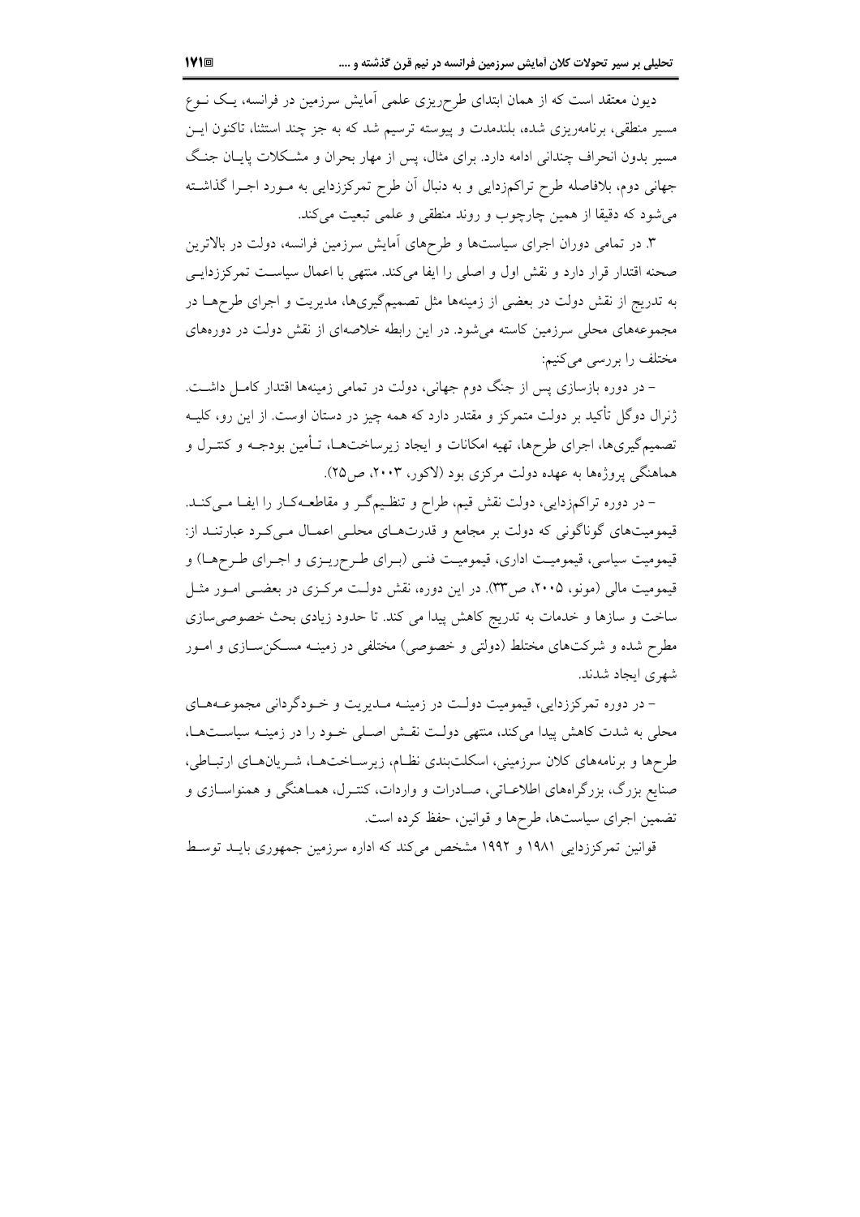دیون معتقد است که از همان ابتدای طرح‌ریزی علمی آمایش سرزمین در فرانسه، یک نوع مسیر منطقی، برنامه‌ریزی شده، بلندمدت و پیوسته ترسیم شد که به جز چند استثنا، تاکنون این مسیر بدون انحراف چندانی ادامه دارد. برای مثال، پس از مهار بحران و مشکلات پایان جنگ جهانی دوم، بلافاصله طرح تراکم‌زدایی و به دنبال آن طرح تمرکززدایی به مورد اجرا گذاشته می‌شود که دقیقا از همین چارچوب و روند منطقی و علمی تبعیت می‌کند.

۳. در تمامی دوران اجرای سیاست‌ها و طرح‌های آمایش سرزمین فرانسه، دولت در بالاترین صحنه اقتدار قرار دارد و نقش اول و اصلی را ایفا می‌کند. منتهی با اعمال سیاست تمرکززدایی به تدریج از نقش دولت در بعضی از زمینه‌ها مثل تصمیم‌گیری‌ها، مدیریت و اجرای طرح‌ها در مجموعه‌های محلی سرزمین کاسته می‌شود. در این رابطه خلاصه‌ای از نقش دولت در دوره‌های مختلف را بررسی می‌کنیم:

- در دوره بازسازی پس از جنگ دوم جهانی، دولت در تمامی زمینه‌ها اقتدار کامل داشت. ژنرال دوگل تأکید بر دولت متمرکز و مقتدر دارد که همه چیز در دستان اوست. از این رو، کلیه تصمیم‌گیری‌ها، اجرای طرح‌ها، تهیه امکانات و ایجاد زیرساخت‌ها، تأمین بودجه و کنترل و هماهنگی پروژه‌ها به عهده دولت مرکزی بود (لاکور، ۲۰۰۳، ص۲۵).

- در دوره تراکم‌زدایی، دولت نقش قیم، طراح و تنظیم‌گر و مقاطعه‌کار را ایفا می‌کند. قیمومیت‌های گوناگونی که دولت بر مجامع و قدرت‌های محلی اعمال می‌کرد عبارتند از: قیمومیت سیاسی، قیمومیت اداری، قیمومیت فنی (برای طرح‌ریزی و اجرای طرح‌ها) و قیمومیت مالی (مونو، ۲۰۰۵، ص۳۳). در این دوره، نقش دولت مرکزی در بعضی امور مثل ساخت و سازها و خدمات به تدریج کاهش پیدا می کند. تا حدود زیادی بحث خصوصی‌سازی مطرح شده و شرکت‌های مختلط (دولتی و خصوصی) مختلفی در زمینه مسکن‌سازی و امور شهری ایجاد شدند.

- در دوره تمرکززدایی، قیمومیت دولت در زمینه مدیریت و خودگردانی مجموعه‌های محلی به شدت کاهش پیدا می‌کند، منتهی دولت نقش اصلی خود را در زمینه سیاست‌ها، طرح‌ها و برنامه‌های کلان سرزمینی، اسکلت‌بندی نظام، زیرساخت‌ها، شریان‌های ارتباطی، صنایع بزرگ، بزرگراه‌های اطلاعاتی، صادرات و واردات، کنترل، هماهنگی و همنواسازی و تضمین اجرای سیاست‌ها، طرح‌ها و قوانین، حفظ کرده است.

قوانین تمرکززدایی ۱۹۸۱ و ۱۹۹۲ مشخص می‌کند که اداره سرزمین جمهوری باید توسط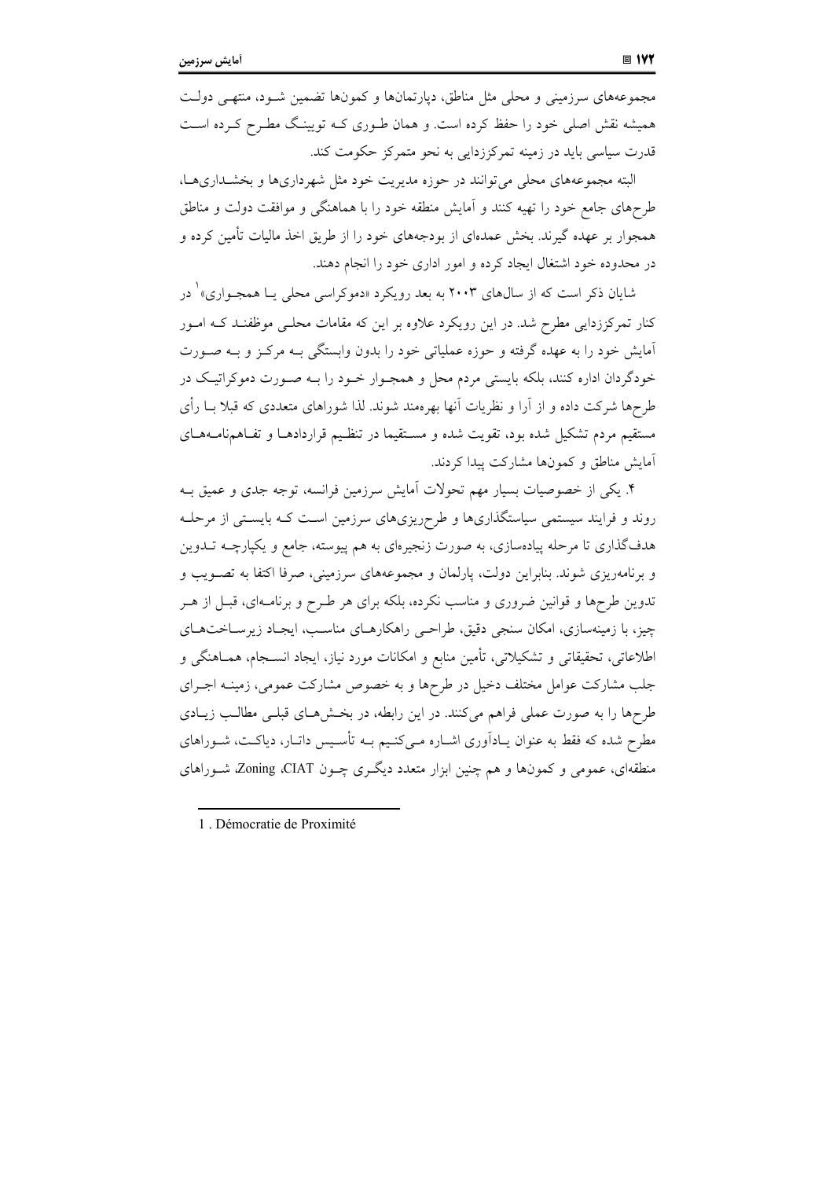مجموعه‌های سرزمینی و محلی مثل مناطق، دپارتمان‌ها و کمون‌ها تضمین شـود، منتهـی دولـت همیشه نقش اصلی خود را حفظ کرده است. و همان طـوری کـه توینینگ مطـرح کـرده اسـت قدرت سیاسی باید در زمینه تمرکززدایی به نحو متمرکز حکومت کند.

البته مجموعه‌های محلی می‌توانند در حوزه مدیریت خود مثل شهرداری‌ها و بخشـداری‌هـا، طرح‌های جامع خود را تهیه کنند و آمایش منطقه خود را با هماهنگی و موافقت دولت و مناطق همجوار بر عهده گیرند. بخش عمده‌ای از بودجه‌های خود را از طریق اخذ مالیات تأمین کرده و در محدوده خود اشتغال ایجاد کرده و امور اداری خود را انجام دهند.

شایان ذکر است که از سال‌های ۲۰۰۳ به بعد رویکرد «دموکراسی محلی یـا همجـواری»[1] در کنار تمرکززدایی مطرح شد. در این رویکرد علاوه بر این که مقامات محلـی موظفنـد کـه امـور آمایش خود را به عهده گرفته و حوزه عملیاتی خود را بدون وابستگی بـه مرکـز و بـه صـورت خودگردان اداره کنند، بلکه بایستی مردم محل و همجـوار خـود را بـه صـورت دموکراتیـک در طرح‌ها شرکت داده و از آرا و نظریات آنها بهره‌مند شوند. لذا شوراهای متعددی که قبلا بـا رأی مستقیم مردم تشکیل شده بود، تقویت شده و مسـتقیما در تنظـیم قراردادهـا و تفـاهم‌نامـه‌هـای آمایش مناطق و کمون‌ها مشارکت پیدا کردند.

۴. یکی از خصوصیات بسیار مهم تحولات آمایش سرزمین فرانسه، توجه جدی و عمیق بـه روند و فرایند سیستمی سیاستگذاری‌ها و طرح‌ریزی‌های سرزمین اسـت کـه بایسـتی از مرحلـه هدف‌گذاری تا مرحله پیاده‌سازی، به صورت زنجیره‌ای به هم پیوسته، جامع و یکپارچـه تـدوین و برنامه‌ریزی شوند. بنابراین دولت، پارلمان و مجموعه‌های سرزمینی، صرفا اکتفا به تصـویب و تدوین طرح‌ها و قوانین ضروری و مناسب نکرده، بلکه برای هر طـرح و برنامـه‌ای، قبـل از هـر چیز، با زمینه‌سازی، امکان سنجی دقیق، طراحـی راهکارهـای مناسـب، ایجـاد زیرسـاخت‌هـای اطلاعاتی، تحقیقاتی و تشکیلاتی، تأمین منابع و امکانات مورد نیاز، ایجاد انسـجام، همـاهنگی و جلب مشارکت عوامل مختلف دخیل در طرح‌ها و به خصوص مشارکت عمومی، زمینـه اجـرای طرح‌ها را به صورت عملی فراهم می‌کنند. در این رابطه، در بخـش‌هـای قبلـی مطالـب زیـادی مطرح شده که فقط به عنوان یـادآوری اشـاره مـی‌کنـیم بـه تأسـیس داتـار، دیاکـت، شـوراهای منطقه‌ای، عمومی و کمون‌ها و هم چنین ابزار متعدد دیگـری چـون CIAT، Zoning، شـوراهای

---

1 . Démocratie de Proximité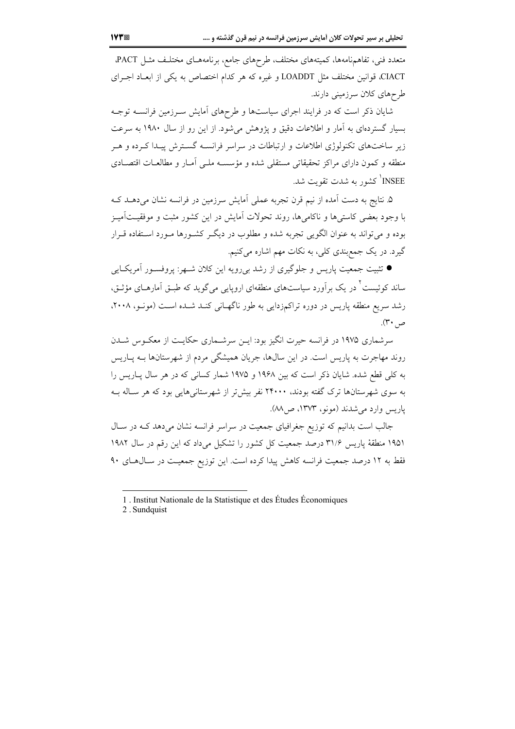متعدد فنی، تفاهم‌نامه‌ها، کمیته‌های مختلف، طرح‌های جامع، برنامه‌های مختلف مثل PACT، CIACT، قوانین مختلف مثل LOADDT و غیره که هر کدام اختصاص به یکی از ابعاد اجرای طرح‌های کلان سرزمینی دارند.

شایان ذکر است که در فرایند اجرای سیاست‌ها و طرح‌های آمایش سرزمین فرانسه توجه بسیار گسترده‌ای به آمار و اطلاعات دقیق و پژوهش می‌شود. از این رو از سال ۱۹۸۰ به سرعت زیر ساخت‌های تکنولوژی اطلاعات و ارتباطات در سراسر فرانسه گسترش پیدا کرده و هر منطقه و کمون دارای مراکز تحقیقاتی مستقلی شده و مؤسسه ملی آمار و مطالعات اقتصادی INSEE[1] کشور به شدت تقویت شد.

۵. نتایج به دست آمده از نیم قرن تجربه عملی آمایش سرزمین در فرانسه نشان می‌دهد که با وجود بعضی کاستی‌ها و ناکامی‌ها، روند تحولات آمایش در این کشور مثبت و موفقیت‌آمیز بوده و می‌تواند به عنوان الگویی تجربه شده و مطلوب در دیگر کشورها مورد استفاده قرار گیرد. در یک جمع‌بندی کلی، به نکات مهم اشاره می‌کنیم.

- تثبیت جمعیت پاریس و جلوگیری از رشد بی‌رویه این کلان شهر: پروفسور آمریکایی ساند کوئیست[2] در یک برآورد سیاست‌های منطقه‌ای اروپایی می‌گوید که طبق آمارهای مؤثق، رشد سریع منطقه پاریس در دوره تراکم‌زدایی به طور ناگهانی کند شده است (مونو، ۲۰۰۸، ص۳۰).

سرشماری ۱۹۷۵ در فرانسه حیرت انگیز بود: این سرشماری حکایت از معکوس شدن روند مهاجرت به پاریس است. در این سال‌ها، جریان همیشگی مردم از شهرستان‌ها به پاریس به کلی قطع شده. شایان ذکر است که بین ۱۹۶۸ و ۱۹۷۵ شمار کسانی که در هر سال پاریس را به سوی شهرستان‌ها ترک گفته بودند، ۲۴۰۰۰ نفر بیش‌تر از شهرستانی‌هایی بود که هر ساله به پاریس وارد می‌شدند (مونو، ۱۳۷۳، ص۸۸).

جالب است بدانیم که توزیع جغرافیای جمعیت در سراسر فرانسه نشان می‌دهد که در سال ۱۹۵۱ منطقهٔ پاریس ۳۱/۶ درصد جمعیت کل کشور را تشکیل می‌داد که این رقم در سال ۱۹۸۲ فقط به ۱۲ درصد جمعیت فرانسه کاهش پیدا کرده است. این توزیع جمعیت در سال‌های ۹۰

---

1 . Institut Nationale de la Statistique et des Études Économiques

2 . Sundquist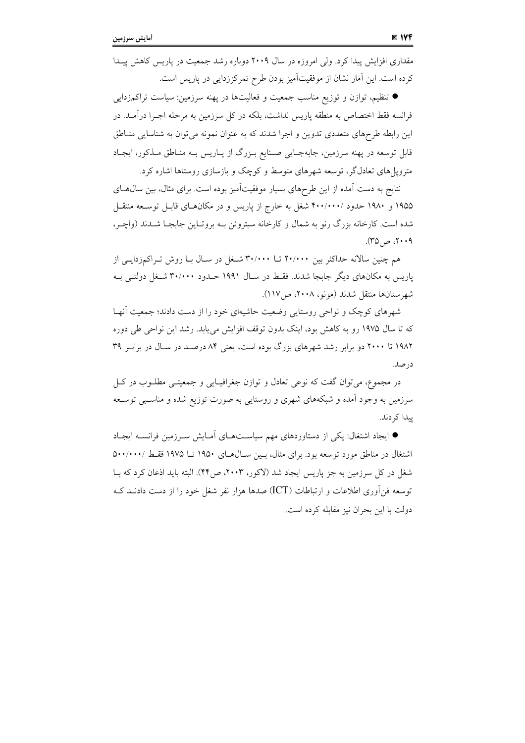مقداری افزایش پیدا کرد. ولی امروزه در سال ۲۰۰۹ دوباره رشد جمعیت در پاریس کاهش پیدا کرده است. این آمار نشان از موفقیت‌آمیز بودن طرح تمرکززدایی در پاریس است.

● تنظیم، توازن و توزیع مناسب جمعیت و فعالیت‌ها در پهنه سرزمین: سیاست تراکم‌زدایی فرانسه فقط اختصاص به منطقه پاریس نداشت، بلکه در کل سرزمین به مرحله اجرا درآمد. در این رابطه طرح‌های متعددی تدوین و اجرا شدند که به عنوان نمونه می‌توان به شناسایی مناطق قابل توسعه در پهنه سرزمین، جابه‌جایی صنایع بزرگ از پاریس به مناطق مذکور، ایجاد متروپل‌های تعادل‌گر، توسعه شهرهای متوسط و کوچک و بازسازی روستاها اشاره کرد.

نتایج به دست آمده از این طرح‌های بسیار موفقیت‌آمیز بوده است. برای مثال، بین سال‌های ۱۹۵۵ و ۱۹۸۰ حدود ۴۰۰/۰۰۰ شغل به خارج از پاریس و در مکان‌های قابل توسعه منتقل شده است. کارخانه بزرگ رنو به شمال و کارخانه سیتروئن به بروتاین جابجا شدند (واچر، ۲۰۰۹، ص۳۵).

هم چنین سالانه حداکثر بین ۲۰/۰۰۰ تا ۳۰/۰۰۰ شغل در سال با روش تراکم‌زدایی از پاریس به مکان‌های دیگر جابجا شدند. فقط در سال ۱۹۹۱ حدود ۳۰/۰۰۰ شغل دولتی به شهرستان‌ها منتقل شدند (مونو، ۲۰۰۸، ص۱۱۷).

شهرهای کوچک و نواحی روستایی وضعیت حاشیه‌ای خود را از دست دادند؛ جمعیت آنها که تا سال ۱۹۷۵ رو به کاهش بود، اینک بدون توقف افزایش می‌یابد. رشد این نواحی طی دوره ۱۹۸۲ تا ۲۰۰۰ دو برابر رشد شهرهای بزرگ بوده است، یعنی ۸۴ درصد در سال در برابر ۳۹ درصد.

در مجموع، می‌توان گفت که نوعی تعادل و توازن جغرافیایی و جمعیتی مطلوب در کل سرزمین به وجود آمده و شبکه‌های شهری و روستایی به صورت توزیع شده و مناسبی توسعه پیدا کردند.

● ایجاد اشتغال: یکی از دستاوردهای مهم سیاست‌های آمایش سرزمین فرانسه ایجاد اشتغال در مناطق مورد توسعه بود. برای مثال، بین سال‌های ۱۹۵۰ تا ۱۹۷۵ فقط ۵۰۰/۰۰۰ شغل در کل سرزمین به جز پاریس ایجاد شد (لاکور، ۲۰۰۳، ص۴۴). البته باید اذعان کرد که با توسعه فن‌آوری اطلاعات و ارتباطات (ICT) صدها هزار نفر شغل خود را از دست دادند که دولت با این بحران نیز مقابله کرده است.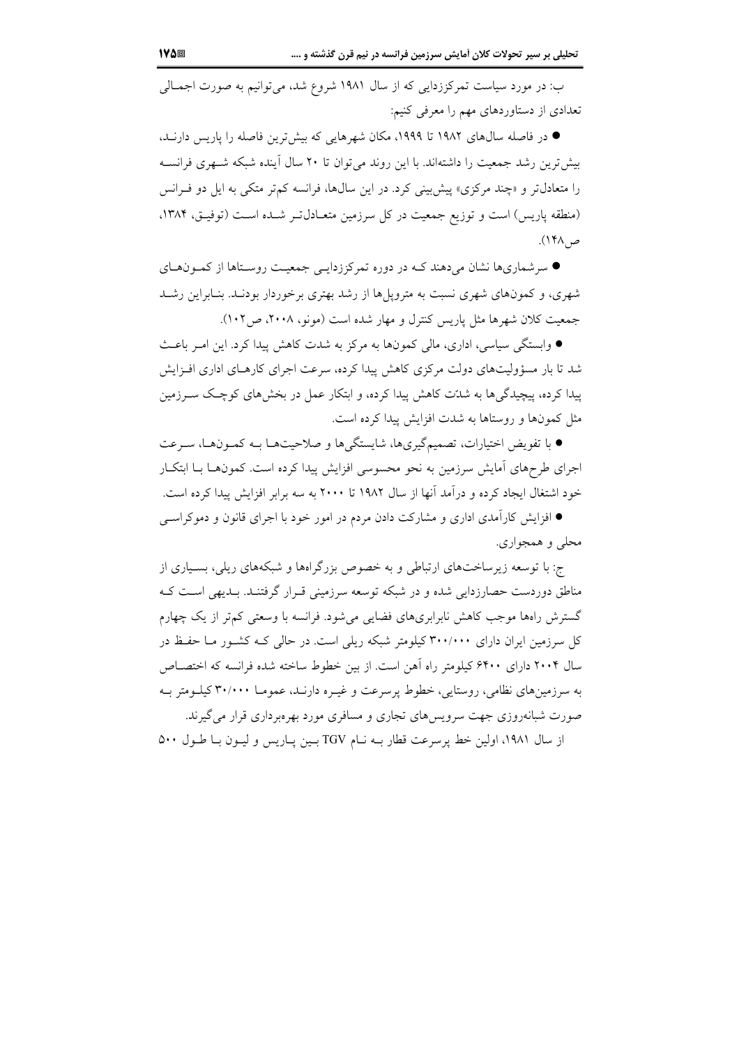ب: در مورد سیاست تمرکززدایی که از سال ۱۹۸۱ شروع شد، می‌توانیم به صورت اجمالی تعدادی از دستاوردهای مهم را معرفی کنیم:

- در فاصله سال‌های ۱۹۸۲ تا ۱۹۹۹، مکان شهرهایی که بیش‌ترین فاصله را پاریس دارند، بیش‌ترین رشد جمعیت را داشته‌اند. با این روند می‌توان تا ۲۰ سال آینده شبکه شهری فرانسه را متعادل‌تر و «چند مرکزی» پیش‌بینی کرد. در این سال‌ها، فرانسه کم‌تر متکی به ایل دو فرانس (منطقه پاریس) است و توزیع جمعیت در کل سرزمین متعادل‌تر شده است (توفیق، ۱۳۸۴، ص۱۴۸).
- سرشماری‌ها نشان می‌دهند که در دوره تمرکززدایی جمعیت روستاها از کمون‌های شهری، و کمون‌های شهری نسبت به متروپل‌ها از رشد بهتری برخوردار بودند. بنابراین رشد جمعیت کلان شهرها مثل پاریس کنترل و مهار شده است (مونو، ۲۰۰۸، ص۱۰۲).
- وابستگی سیاسی، اداری، مالی کمون‌ها به مرکز به شدت کاهش پیدا کرد. این امر باعث شد تا بار مسؤولیت‌های دولت مرکزی کاهش پیدا کرده، سرعت اجرای کارهای اداری افزایش پیدا کرده، پیچیدگی‌ها به شدّت کاهش پیدا کرده، و ابتکار عمل در بخش‌های کوچک سرزمین مثل کمون‌ها و روستاها به شدت افزایش پیدا کرده است.
- با تفویض اختیارات، تصمیم‌گیری‌ها، شایستگی‌ها و صلاحیت‌ها به کمون‌ها، سرعت اجرای طرح‌های آمایش سرزمین به نحو محسوسی افزایش پیدا کرده است. کمون‌ها با ابتکار خود اشتغال ایجاد کرده و درآمد آنها از سال ۱۹۸۲ تا ۲۰۰۰ به سه برابر افزایش پیدا کرده است.
- افزایش کارآمدی اداری و مشارکت دادن مردم در امور خود با اجرای قانون و دموکراسی محلی و همجواری.

ج: با توسعه زیرساخت‌های ارتباطی و به خصوص بزرگراهها و شبکه‌های ریلی، بسیاری از مناطق دوردست حصارزدایی شده و در شبکه توسعه سرزمینی قرار گرفتند. بدیهی است که گسترش راه‌ها موجب کاهش نابرابری‌های فضایی می‌شود. فرانسه با وسعتی کم‌تر از یک چهارم کل سرزمین ایران دارای ۳۰۰/۰۰۰ کیلومتر شبکه ریلی است. در حالی که کشور ما حفظ در سال ۲۰۰۴ دارای ۶۴۰۰ کیلومتر راه آهن است. از بین خطوط ساخته شده فرانسه که اختصاص به سرزمین‌های نظامی، روستایی، خطوط پرسرعت و غیره دارند، عموما ۳۰/۰۰۰ کیلومتر به صورت شبانه‌روزی جهت سرویس‌های تجاری و مسافری مورد بهره‌برداری قرار می‌گیرند.

از سال ۱۹۸۱، اولین خط پرسرعت قطار به نام TGV بین پاریس و لیون با طول ۵۰۰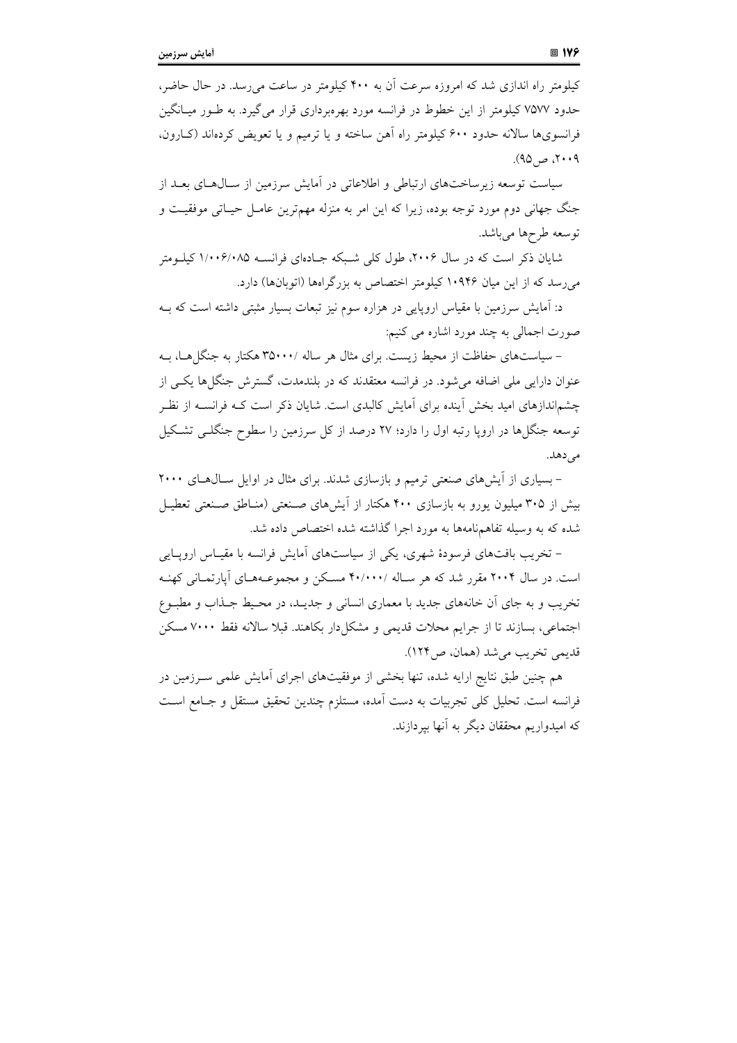کیلومتر راه اندازی شد که امروزه سرعت آن به ۴۰۰ کیلومتر در ساعت می‌رسد. در حال حاضر، حدود ۷۵۷۷ کیلومتر از این خطوط در فرانسه مورد بهره‌برداری قرار می‌گیرد. به طور میانگین فرانسوی‌ها سالانه حدود ۶۰۰ کیلومتر راه آهن ساخته و یا ترمیم و یا تعویض کرده‌اند (کارون، ۲۰۰۹، ص۹۵).

سیاست توسعه زیرساخت‌های ارتباطی و اطلاعاتی در آمایش سرزمین از سال‌های بعد از جنگ جهانی دوم مورد توجه بوده، زیرا که این امر به منزله مهم‌ترین عامل حیاتی موفقیت و توسعه طرح‌ها می‌باشد.

شایان ذکر است که در سال ۲۰۰۶، طول کلی شبکه جاده‌ای فرانسه ۱/۰۰۶/۰۸۵ کیلومتر می‌رسد که از این میان ۱۰۹۴۶ کیلومتر اختصاص به بزرگراهها (اتوبان‌ها) دارد.

د: آمایش سرزمین با مقیاس اروپایی در هزاره سوم نیز تبعات بسیار مثبتی داشته است که به صورت اجمالی به چند مورد اشاره می کنیم:

– سیاست‌های حفاظت از محیط زیست. برای مثال هر ساله ۳۵۰۰۰/ هکتار به جنگل‌ها، به عنوان دارایی ملی اضافه می‌شود. در فرانسه معتقدند که در بلندمدت، گسترش جنگل‌ها یکی از چشم‌اندازهای امید بخش آینده برای آمایش کالبدی است. شایان ذکر است که فرانسه از نظر توسعه جنگل‌ها در اروپا رتبه اول را دارد؛ ۲۷ درصد از کل سرزمین را سطوح جنگلی تشکیل می‌دهد.

– بسیاری از آیش‌های صنعتی ترمیم و بازسازی شدند. برای مثال در اوایل سال‌های ۲۰۰۰ بیش از ۳۰۵ میلیون یورو به بازسازی ۴۰۰ هکتار از آیش‌های صنعتی (مناطق صنعتی تعطیل شده که به وسیله تفاهم‌نامه‌ها به مورد اجرا گذاشته شده اختصاص داده شد.

– تخریب بافت‌های فرسودهٔ شهری، یکی از سیاست‌های آمایش فرانسه با مقیاس اروپایی است. در سال ۲۰۰۴ مقرر شد که هر ساله ۴۰/۰۰۰/ مسکن و مجموعه‌های آپارتمانی کهنه تخریب و به جای آن خانه‌های جدید با معماری انسانی و جدید، در محیط جذاب و مطبوع اجتماعی، بسازند تا از جرایم محلات قدیمی و مشکل‌دار بکاهند. قبلا سالانه فقط ۷۰۰۰ مسکن قدیمی تخریب می‌شد (همان، ص۱۲۴).

هم چنین طبق نتایج ارایه شده، تنها بخشی از موفقیت‌های اجرای آمایش علمی سرزمین در فرانسه است. تحلیل کلی تجربیات به دست آمده، مستلزم چندین تحقیق مستقل و جامع است که امیدواریم محققان دیگر به آنها بپردازند.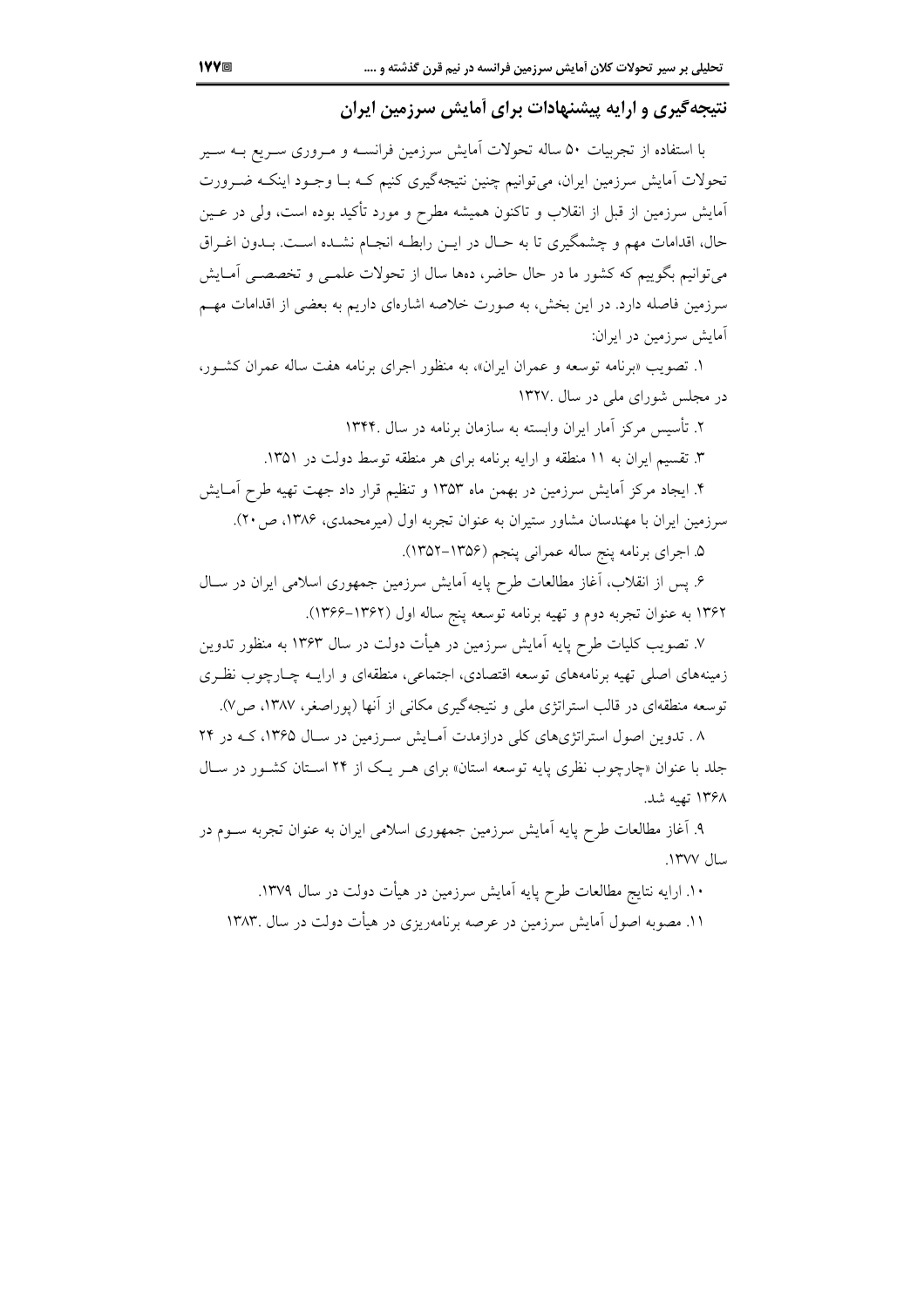## نتیجه‌گیری و ارایه پیشنهادات برای آمایش سرزمین ایران

با استفاده از تجربیات ۵۰ ساله تحولات آمایش سرزمین فرانسه و مروری سریع به سیر تحولات آمایش سرزمین ایران، می‌توانیم چنین نتیجه‌گیری کنیم که با وجود اینکه ضرورت آمایش سرزمین از قبل از انقلاب و تاکنون همیشه مطرح و مورد تأکید بوده است، ولی در عین حال، اقدامات مهم و چشمگیری تا به حال در این رابطه انجام نشده است. بدون اغراق می‌توانیم بگوییم که کشور ما در حال حاضر، دهها سال از تحولات علمی و تخصصی آمایش سرزمین فاصله دارد. در این بخش، به صورت خلاصه اشاره‌ای داریم به بعضی از اقدامات مهم آمایش سرزمین در ایران:

۱. تصویب «برنامه توسعه و عمران ایران»، به منظور اجرای برنامه هفت ساله عمران کشور، در مجلس شورای ملی در سال ۱۳۲۷.

۲. تأسیس مرکز آمار ایران وابسته به سازمان برنامه در سال ۱۳۴۴.

۳. تقسیم ایران به ۱۱ منطقه و ارایه برنامه برای هر منطقه توسط دولت در ۱۳۵۱.

۴. ایجاد مرکز آمایش سرزمین در بهمن ماه ۱۳۵۳ و تنظیم قرار داد جهت تهیه طرح آمایش سرزمین ایران با مهندسان مشاور ستیران به عنوان تجربه اول (میرمحمدی، ۱۳۸۶، ص۲۰).

۵. اجرای برنامه پنج ساله عمرانی پنجم (۱۳۵۶-۱۳۵۲).

۶. پس از انقلاب، آغاز مطالعات طرح پایه آمایش سرزمین جمهوری اسلامی ایران در سال ۱۳۶۲ به عنوان تجربه دوم و تهیه برنامه توسعه پنج ساله اول (۱۳۶۲-۱۳۶۶).

۷. تصویب کلیات طرح پایه آمایش سرزمین در هیأت دولت در سال ۱۳۶۳ به منظور تدوین زمینه‌های اصلی تهیه برنامه‌های توسعه اقتصادی، اجتماعی، منطقه‌ای و ارایه چارچوب نظری توسعه منطقه‌ای در قالب استراتژی ملی و نتیجه‌گیری مکانی از آنها (پوراصغر، ۱۳۸۷، ص۷).

۸. تدوین اصول استراتژی‌های کلی درازمدت آمایش سرزمین در سال ۱۳۶۵، که در ۲۴ جلد با عنوان «چارچوب نظری پایه توسعه استان» برای هر یک از ۲۴ استان کشور در سال ۱۳۶۸ تهیه شد.

۹. آغاز مطالعات طرح پایه آمایش سرزمین جمهوری اسلامی ایران به عنوان تجربه سوم در سال ۱۳۷۷.

۱۰. ارایه نتایج مطالعات طرح پایه آمایش سرزمین در هیأت دولت در سال ۱۳۷۹.

۱۱. مصوبه اصول آمایش سرزمین در عرصه برنامه‌ریزی در هیأت دولت در سال ۱۳۸۳.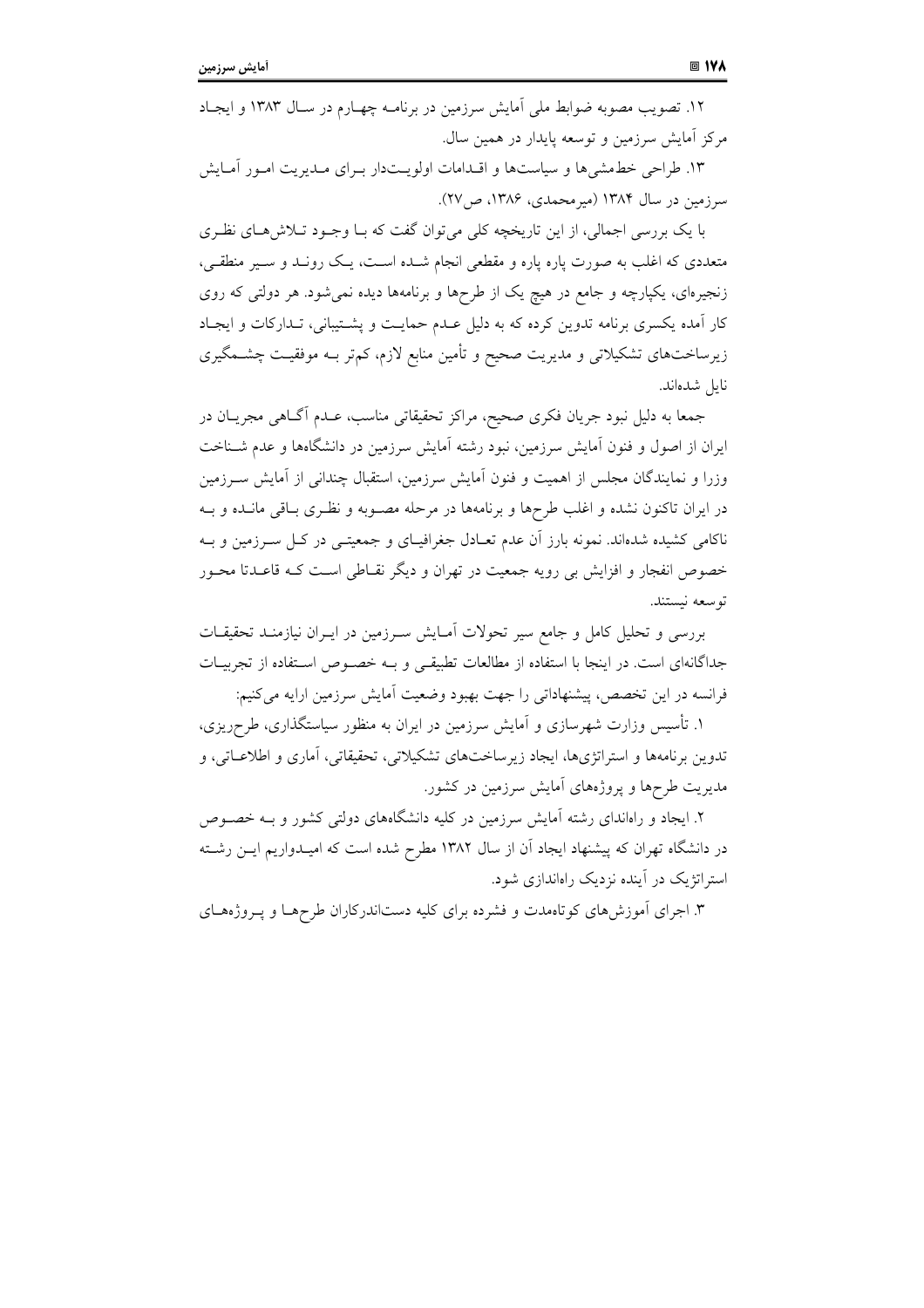۱۲. تصویب مصوبه ضوابط ملی آمایش سرزمین در برنامه چهارم در سال ۱۳۸۳ و ایجاد مرکز آمایش سرزمین و توسعه پایدار در همین سال.

۱۳. طراحی خط‌مشی‌ها و سیاست‌ها و اقدامات اولویت‌دار برای مدیریت امور آمایش سرزمین در سال ۱۳۸۴ (میرمحمدی، ۱۳۸۶، ص۲۷).

با یک بررسی اجمالی، از این تاریخچه کلی می‌توان گفت که با وجود تلاش‌های نظری متعددی که اغلب به صورت پاره پاره و مقطعی انجام شده است، یک روند و سیر منطقی، زنجیره‌ای، یکپارچه و جامع در هیچ یک از طرح‌ها و برنامه‌ها دیده نمی‌شود. هر دولتی که روی کار آمده یکسری برنامه تدوین کرده که به دلیل عدم حمایت و پشتیبانی، تدارکات و ایجاد زیرساخت‌های تشکیلاتی و مدیریت صحیح و تأمین منابع لازم، کم‌تر به موفقیت چشمگیری نایل شده‌اند.

جمعا به دلیل نبود جریان فکری صحیح، مراکز تحقیقاتی مناسب، عدم آگاهی مجریان در ایران از اصول و فنون آمایش سرزمین، نبود رشته آمایش سرزمین در دانشگاه‌ها و عدم شناخت وزرا و نمایندگان مجلس از اهمیت و فنون آمایش سرزمین، استقبال چندانی از آمایش سرزمین در ایران تاکنون نشده و اغلب طرح‌ها و برنامه‌ها در مرحله مصوبه و نظری باقی مانده و به ناکامی کشیده شده‌اند. نمونه بارز آن عدم تعادل جغرافیای و جمعیتی در کل سرزمین و به خصوص انفجار و افزایش بی رویه جمعیت در تهران و دیگر نقاطی است که قاعدتا محور توسعه نیستند.

بررسی و تحلیل کامل و جامع سیر تحولات آمایش سرزمین در ایران نیازمند تحقیقات جداگانه‌ای است. در اینجا با استفاده از مطالعات تطبیقی و به خصوص استفاده از تجربیات فرانسه در این تخصص، پیشنهاداتی را جهت بهبود وضعیت آمایش سرزمین ارایه می‌کنیم:

۱. تأسیس وزارت شهرسازی و آمایش سرزمین در ایران به منظور سیاستگذاری، طرح‌ریزی، تدوین برنامه‌ها و استراتژی‌ها، ایجاد زیرساخت‌های تشکیلاتی، تحقیقاتی، آماری و اطلاعاتی، و مدیریت طرح‌ها و پروژه‌های آمایش سرزمین در کشور.

۲. ایجاد و راه‌اندای رشته آمایش سرزمین در کلیه دانشگاه‌های دولتی کشور و به خصوص در دانشگاه تهران که پیشنهاد ایجاد آن از سال ۱۳۸۲ مطرح شده است که امیدواریم این رشته استراتژیک در آینده نزدیک راه‌اندازی شود.

۳. اجرای آموزش‌های کوتاه‌مدت و فشرده برای کلیه دست‌اندرکاران طرح‌ها و پروژه‌های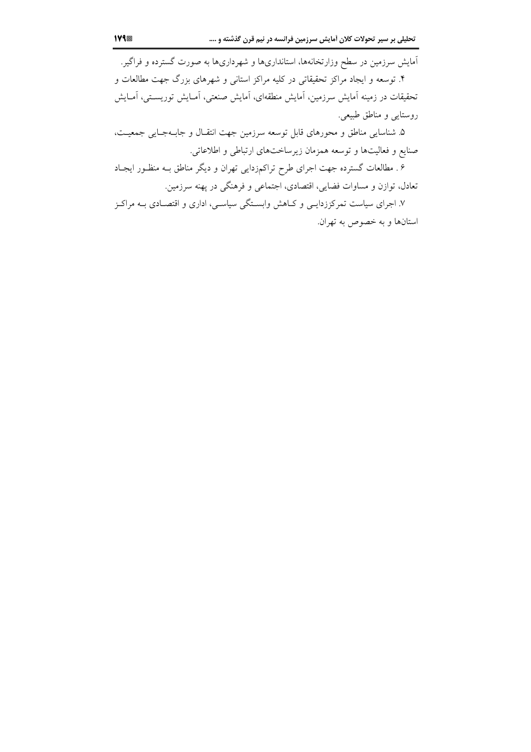آمایش سرزمین در سطح وزارتخانه‌ها، استانداری‌ها و شهرداری‌ها به صورت گسترده و فراگیر.

۴. توسعه و ایجاد مراکز تحقیقاتی در کلیه مراکز استانی و شهرهای بزرگ جهت مطالعات و تحقیقات در زمینه آمایش سرزمین، آمایش منطقه‌ای، آمایش صنعتی، آمایش توریستی، آمایش روستایی و مناطق طبیعی.

۵. شناسایی مناطق و محورهای قابل توسعه سرزمین جهت انتقال و جابه‌جایی جمعیت، صنایع و فعالیت‌ها و توسعه همزمان زیرساخت‌های ارتباطی و اطلاعاتی.

۶. مطالعات گسترده جهت اجرای طرح تراکم‌زدایی تهران و دیگر مناطق به منظور ایجاد تعادل، توازن و مساوات فضایی، اقتصادی، اجتماعی و فرهنگی در پهنه سرزمین.

۷. اجرای سیاست تمرکززدایی و کاهش وابستگی سیاسی، اداری و اقتصادی به مراکز استان‌ها و به خصوص به تهران.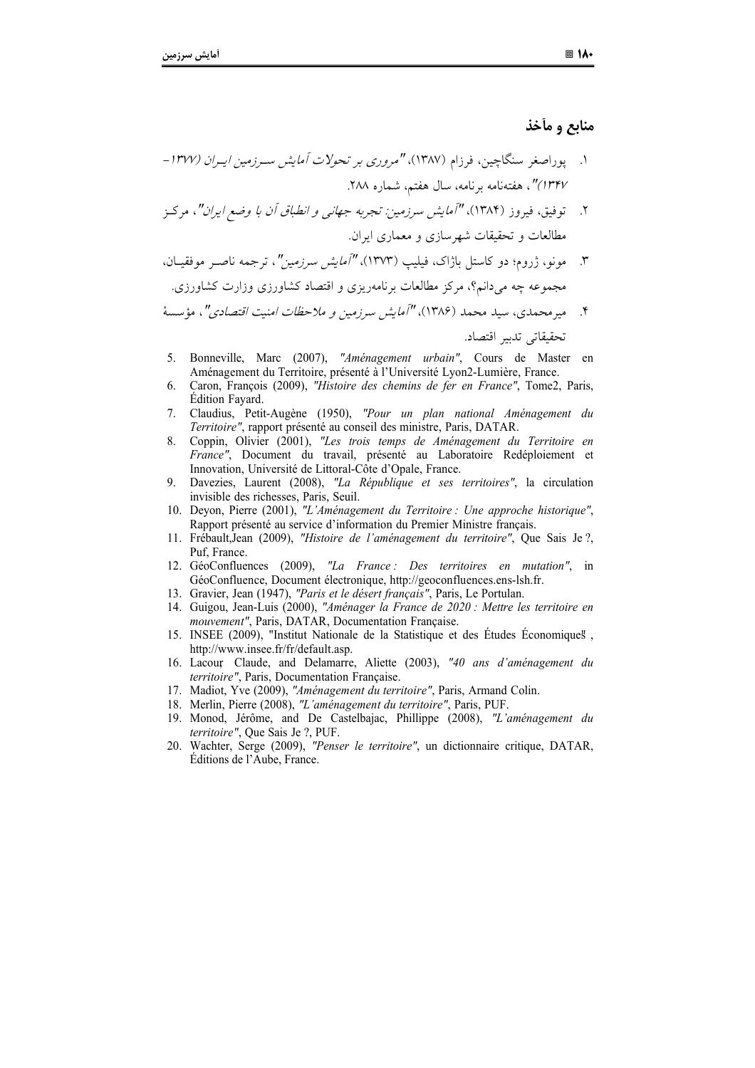## منابع و مآخذ

۱. پوراصغر سنگاچین، فرزام (۱۳۸۷)، *"مروری بر تحولات آمایش سرزمین ایران (۱۳۷۷-۱۳۴۷)"*، هفته‌نامه برنامه، سال هفتم، شماره ۲۸۸.

۲. توفیق، فیروز (۱۳۸۴)، *"آمایش سرزمین: تجربه جهانی و انطباق آن با وضع ایران"*، مرکز مطالعات و تحقیقات شهرسازی و معماری ایران.

۳. مونو، ژروم؛ دو کاستل باژاک، فیلیپ (۱۳۷۳)، *"آمایش سرزمین"*، ترجمه ناصر موفقیان، مجموعه چه می‌دانم؟، مرکز مطالعات برنامه‌ریزی و اقتصاد کشاورزی وزارت کشاورزی.

۴. میرمحمدی، سید محمد (۱۳۸۶)، *"آمایش سرزمین و ملاحظات امنیت اقتصادی"*، مؤسسهٔ تحقیقاتی تدبیر اقتصاد.

5. Bonneville, Marc (2007), *"Aménagement urbain"*, Cours de Master en Aménagement du Territoire, présenté à l'Université Lyon2-Lumière, France.
6. Caron, François (2009), *"Histoire des chemins de fer en France"*, Tome2, Paris, Édition Fayard.
7. Claudius, Petit-Augène (1950), *"Pour un plan national Aménagement du Territoire"*, rapport présenté au conseil des ministre, Paris, DATAR.
8. Coppin, Olivier (2001), *"Les trois temps de Aménagement du Territoire en France"*, Document du travail, présenté au Laboratoire Redéploiement et Innovation, Université de Littoral-Côte d'Opale, France.
9. Davezies, Laurent (2008), *"La République et ses territoires"*, la circulation invisible des richesses, Paris, Seuil.
10. Deyon, Pierre (2001), *"L'Aménagement du Territoire : Une approche historique"*, Rapport présenté au service d'information du Premier Ministre français.
11. Frébault,Jean (2009), *"Histoire de l'aménagement du territoire"*, Que Sais Je ?, Puf, France.
12. GéoConfluences (2009), *"La France : Des territoires en mutation"*, in GéoConfluence, Document électronique, http://geoconfluences.ens-lsh.fr.
13. Gravier, Jean (1947), *"Paris et le désert français"*, Paris, Le Portulan.
14. Guigou, Jean-Luis (2000), *"Aménager la France de 2020 : Mettre les territoire en mouvement"*, Paris, DATAR, Documentation Française.
15. INSEE (2009), "Institut Nationale de la Statistique et des Études Économiques", http://www.insee.fr/fr/default.asp.
16. Lacour Claude, and Delamarre, Aliette (2003), *"40 ans d'aménagement du territoire"*, Paris, Documentation Française.
17. Madiot, Yve (2009), *"Aménagement du territoire"*, Paris, Armand Colin.
18. Merlin, Pierre (2008), *"L'aménagement du territoire"*, Paris, PUF.
19. Monod, Jérôme, and De Castelbajac, Phillippe (2008), *"L'aménagement du territoire"*, Que Sais Je ?, PUF.
20. Wachter, Serge (2009), *"Penser le territoire"*, un dictionnaire critique, DATAR, Éditions de l'Aube, France.